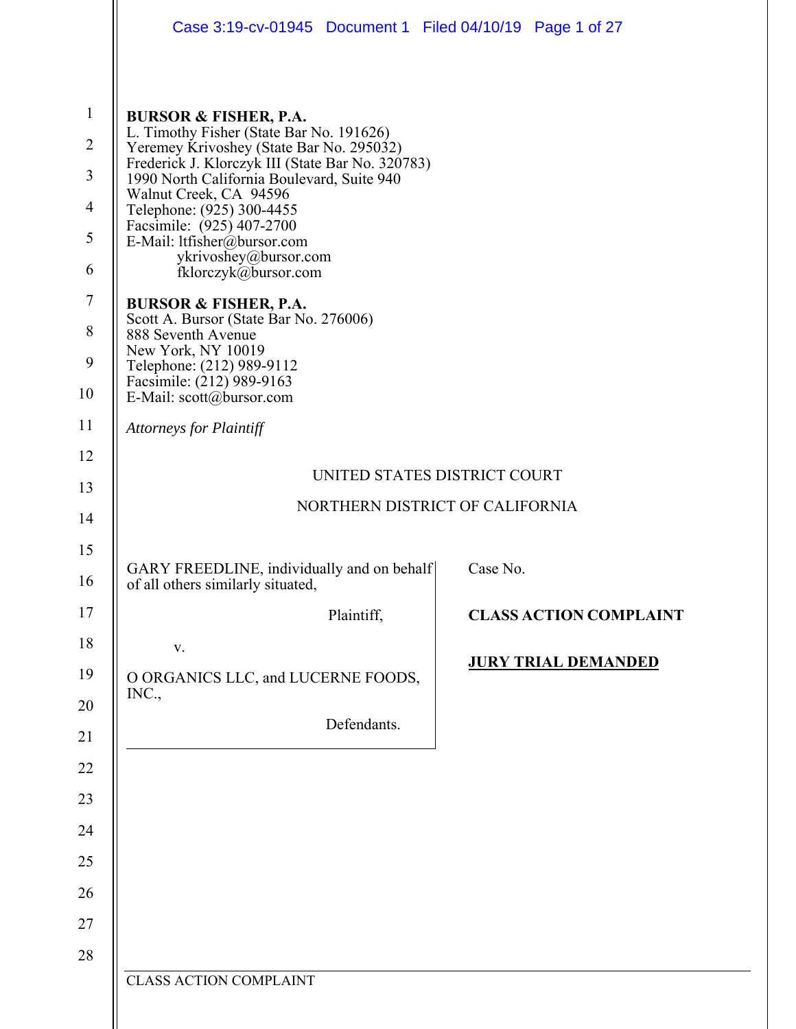**BURSOR & FISHER, P.A.**
L. Timothy Fisher (State Bar No. 191626)
Yeremey Krivoshey (State Bar No. 295032)
Frederick J. Klorczyk III (State Bar No. 320783)
1990 North California Boulevard, Suite 940
Walnut Creek, CA 94596
Telephone: (925) 300-4455
Facsimile: (925) 407-2700
E-Mail: ltfisher@bursor.com
ykrivoshey@bursor.com
fklorczyk@bursor.com

**BURSOR & FISHER, P.A.**
Scott A. Bursor (State Bar No. 276006)
888 Seventh Avenue
New York, NY 10019
Telephone: (212) 989-9112
Facsimile: (212) 989-9163
E-Mail: scott@bursor.com

*Attorneys for Plaintiff*

UNITED STATES DISTRICT COURT

NORTHERN DISTRICT OF CALIFORNIA

GARY FREEDLINE, individually and on behalf of all others similarly situated,

Plaintiff,

v.

O ORGANICS LLC, and LUCERNE FOODS, INC.,

Defendants.

Case No.

**CLASS ACTION COMPLAINT**

**JURY TRIAL DEMANDED**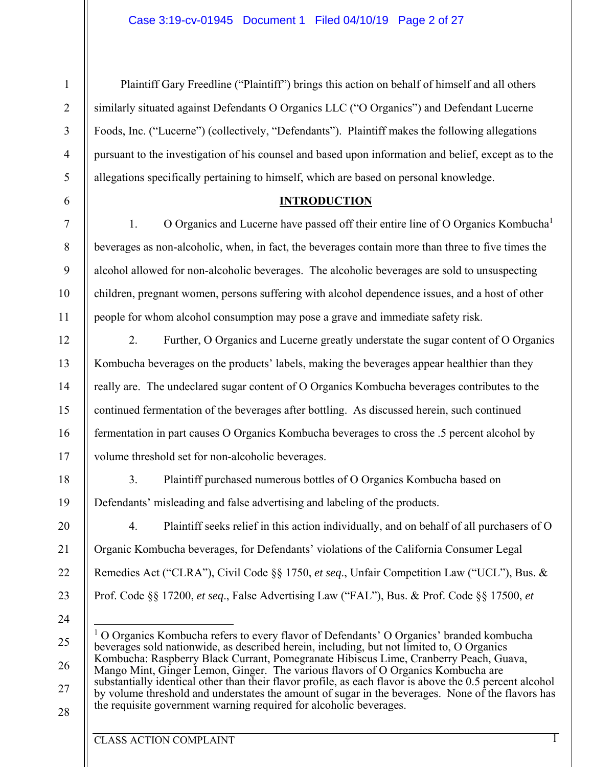Plaintiff Gary Freedline ("Plaintiff") brings this action on behalf of himself and all others similarly situated against Defendants O Organics LLC ("O Organics") and Defendant Lucerne Foods, Inc. ("Lucerne") (collectively, "Defendants"). Plaintiff makes the following allegations pursuant to the investigation of his counsel and based upon information and belief, except as to the allegations specifically pertaining to himself, which are based on personal knowledge.

## INTRODUCTION

1. O Organics and Lucerne have passed off their entire line of O Organics Kombucha[1] beverages as non-alcoholic, when, in fact, the beverages contain more than three to five times the alcohol allowed for non-alcoholic beverages. The alcoholic beverages are sold to unsuspecting children, pregnant women, persons suffering with alcohol dependence issues, and a host of other people for whom alcohol consumption may pose a grave and immediate safety risk.

2. Further, O Organics and Lucerne greatly understate the sugar content of O Organics Kombucha beverages on the products' labels, making the beverages appear healthier than they really are. The undeclared sugar content of O Organics Kombucha beverages contributes to the continued fermentation of the beverages after bottling. As discussed herein, such continued fermentation in part causes O Organics Kombucha beverages to cross the .5 percent alcohol by volume threshold set for non-alcoholic beverages.

3. Plaintiff purchased numerous bottles of O Organics Kombucha based on Defendants' misleading and false advertising and labeling of the products.

4. Plaintiff seeks relief in this action individually, and on behalf of all purchasers of O Organic Kombucha beverages, for Defendants' violations of the California Consumer Legal Remedies Act ("CLRA"), Civil Code §§ 1750, *et seq*., Unfair Competition Law ("UCL"), Bus. & Prof. Code §§ 17200, *et seq*., False Advertising Law ("FAL"), Bus. & Prof. Code §§ 17500, *et*

---

[1] O Organics Kombucha refers to every flavor of Defendants' O Organics' branded kombucha beverages sold nationwide, as described herein, including, but not limited to, O Organics Kombucha: Raspberry Black Currant, Pomegranate Hibiscus Lime, Cranberry Peach, Guava, Mango Mint, Ginger Lemon, Ginger. The various flavors of O Organics Kombucha are substantially identical other than their flavor profile, as each flavor is above the 0.5 percent alcohol by volume threshold and understates the amount of sugar in the beverages. None of the flavors has the requisite government warning required for alcoholic beverages.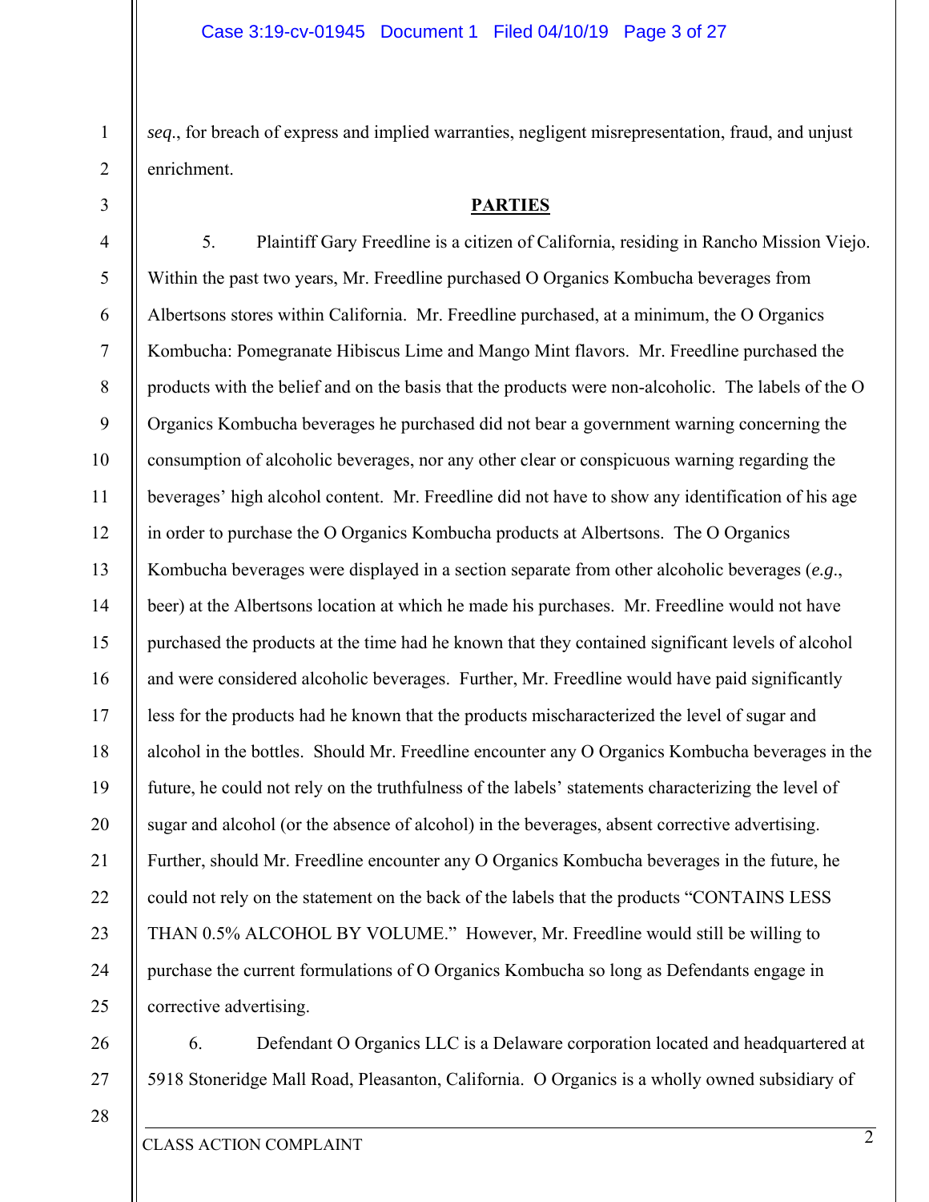*seq*., for breach of express and implied warranties, negligent misrepresentation, fraud, and unjust enrichment.

## PARTIES

5. Plaintiff Gary Freedline is a citizen of California, residing in Rancho Mission Viejo. Within the past two years, Mr. Freedline purchased O Organics Kombucha beverages from Albertsons stores within California. Mr. Freedline purchased, at a minimum, the O Organics Kombucha: Pomegranate Hibiscus Lime and Mango Mint flavors. Mr. Freedline purchased the products with the belief and on the basis that the products were non-alcoholic. The labels of the O Organics Kombucha beverages he purchased did not bear a government warning concerning the consumption of alcoholic beverages, nor any other clear or conspicuous warning regarding the beverages' high alcohol content. Mr. Freedline did not have to show any identification of his age in order to purchase the O Organics Kombucha products at Albertsons. The O Organics Kombucha beverages were displayed in a section separate from other alcoholic beverages (*e.g.*, beer) at the Albertsons location at which he made his purchases. Mr. Freedline would not have purchased the products at the time had he known that they contained significant levels of alcohol and were considered alcoholic beverages. Further, Mr. Freedline would have paid significantly less for the products had he known that the products mischaracterized the level of sugar and alcohol in the bottles. Should Mr. Freedline encounter any O Organics Kombucha beverages in the future, he could not rely on the truthfulness of the labels' statements characterizing the level of sugar and alcohol (or the absence of alcohol) in the beverages, absent corrective advertising. Further, should Mr. Freedline encounter any O Organics Kombucha beverages in the future, he could not rely on the statement on the back of the labels that the products "CONTAINS LESS THAN 0.5% ALCOHOL BY VOLUME." However, Mr. Freedline would still be willing to purchase the current formulations of O Organics Kombucha so long as Defendants engage in corrective advertising.

6. Defendant O Organics LLC is a Delaware corporation located and headquartered at 5918 Stoneridge Mall Road, Pleasanton, California. O Organics is a wholly owned subsidiary of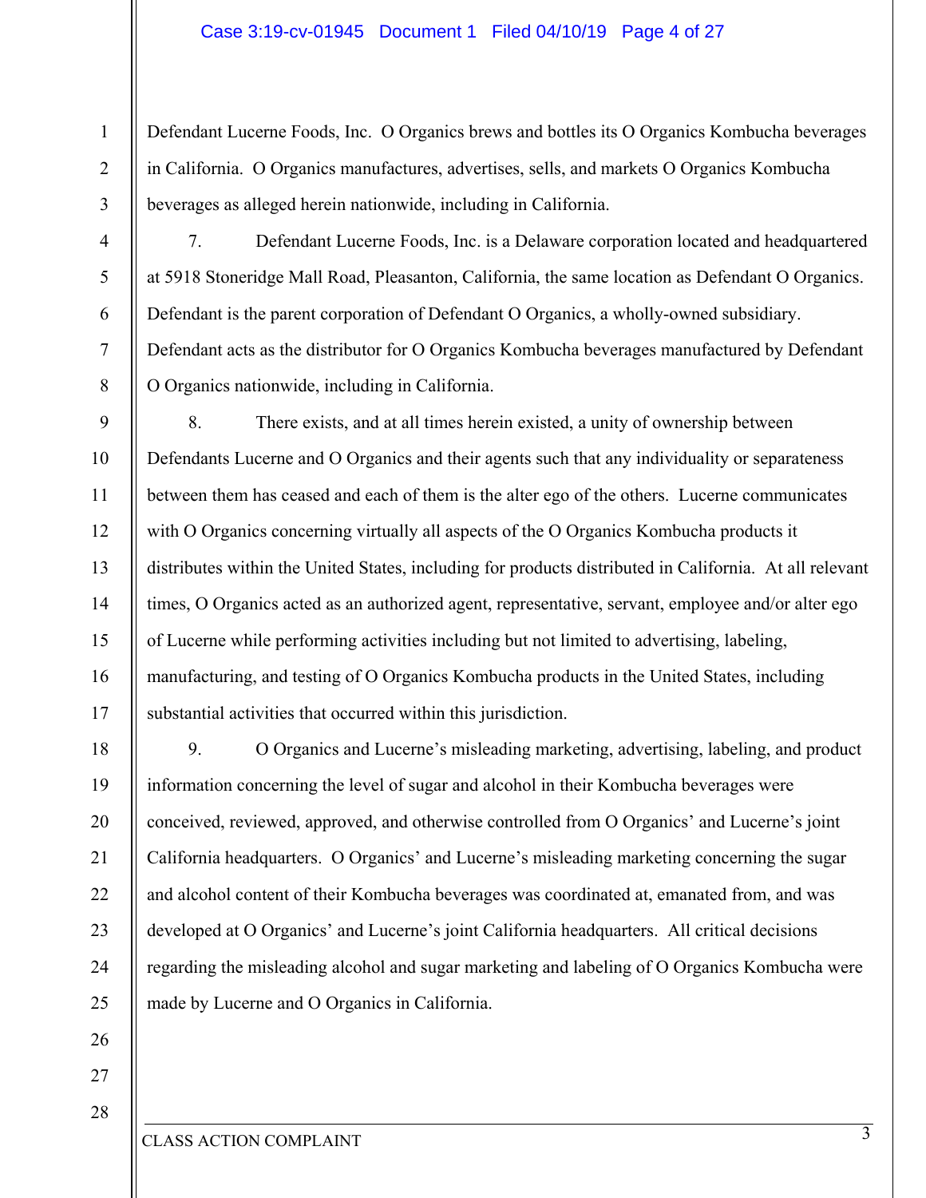Defendant Lucerne Foods, Inc. O Organics brews and bottles its O Organics Kombucha beverages in California. O Organics manufactures, advertises, sells, and markets O Organics Kombucha beverages as alleged herein nationwide, including in California.

7. Defendant Lucerne Foods, Inc. is a Delaware corporation located and headquartered at 5918 Stoneridge Mall Road, Pleasanton, California, the same location as Defendant O Organics. Defendant is the parent corporation of Defendant O Organics, a wholly-owned subsidiary. Defendant acts as the distributor for O Organics Kombucha beverages manufactured by Defendant O Organics nationwide, including in California.

8. There exists, and at all times herein existed, a unity of ownership between Defendants Lucerne and O Organics and their agents such that any individuality or separateness between them has ceased and each of them is the alter ego of the others. Lucerne communicates with O Organics concerning virtually all aspects of the O Organics Kombucha products it distributes within the United States, including for products distributed in California. At all relevant times, O Organics acted as an authorized agent, representative, servant, employee and/or alter ego of Lucerne while performing activities including but not limited to advertising, labeling, manufacturing, and testing of O Organics Kombucha products in the United States, including substantial activities that occurred within this jurisdiction.

9. O Organics and Lucerne's misleading marketing, advertising, labeling, and product information concerning the level of sugar and alcohol in their Kombucha beverages were conceived, reviewed, approved, and otherwise controlled from O Organics' and Lucerne's joint California headquarters. O Organics' and Lucerne's misleading marketing concerning the sugar and alcohol content of their Kombucha beverages was coordinated at, emanated from, and was developed at O Organics' and Lucerne's joint California headquarters. All critical decisions regarding the misleading alcohol and sugar marketing and labeling of O Organics Kombucha were made by Lucerne and O Organics in California.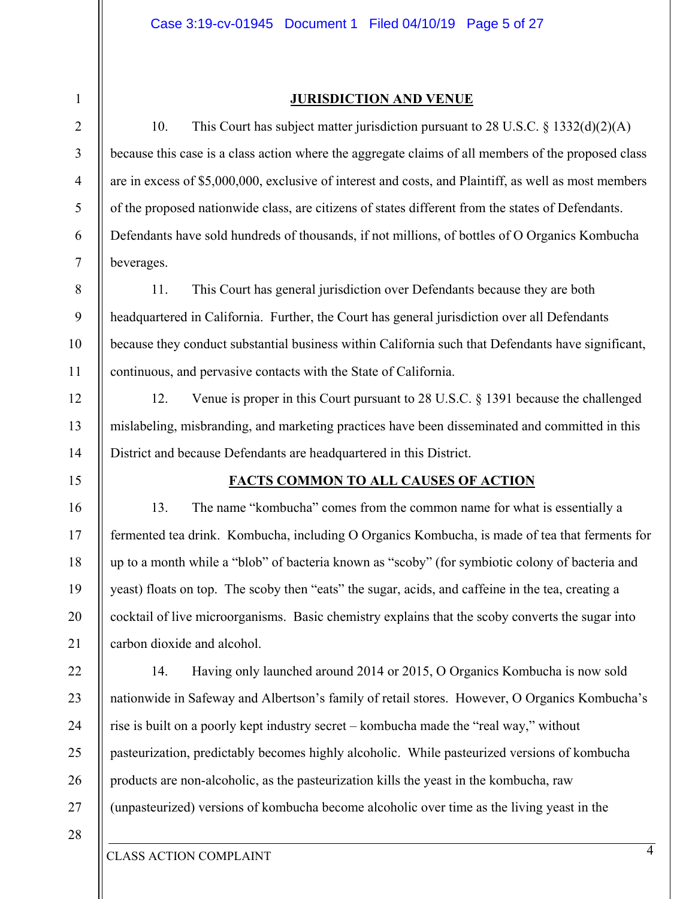## JURISDICTION AND VENUE

10. This Court has subject matter jurisdiction pursuant to 28 U.S.C. § 1332(d)(2)(A) because this case is a class action where the aggregate claims of all members of the proposed class are in excess of $5,000,000, exclusive of interest and costs, and Plaintiff, as well as most members of the proposed nationwide class, are citizens of states different from the states of Defendants. Defendants have sold hundreds of thousands, if not millions, of bottles of O Organics Kombucha beverages.

11. This Court has general jurisdiction over Defendants because they are both headquartered in California. Further, the Court has general jurisdiction over all Defendants because they conduct substantial business within California such that Defendants have significant, continuous, and pervasive contacts with the State of California.

12. Venue is proper in this Court pursuant to 28 U.S.C. § 1391 because the challenged mislabeling, misbranding, and marketing practices have been disseminated and committed in this District and because Defendants are headquartered in this District.

## FACTS COMMON TO ALL CAUSES OF ACTION

13. The name "kombucha" comes from the common name for what is essentially a fermented tea drink. Kombucha, including O Organics Kombucha, is made of tea that ferments for up to a month while a "blob" of bacteria known as "scoby" (for symbiotic colony of bacteria and yeast) floats on top. The scoby then "eats" the sugar, acids, and caffeine in the tea, creating a cocktail of live microorganisms. Basic chemistry explains that the scoby converts the sugar into carbon dioxide and alcohol.

14. Having only launched around 2014 or 2015, O Organics Kombucha is now sold nationwide in Safeway and Albertson's family of retail stores. However, O Organics Kombucha's rise is built on a poorly kept industry secret – kombucha made the "real way," without pasteurization, predictably becomes highly alcoholic. While pasteurized versions of kombucha products are non-alcoholic, as the pasteurization kills the yeast in the kombucha, raw (unpasteurized) versions of kombucha become alcoholic over time as the living yeast in the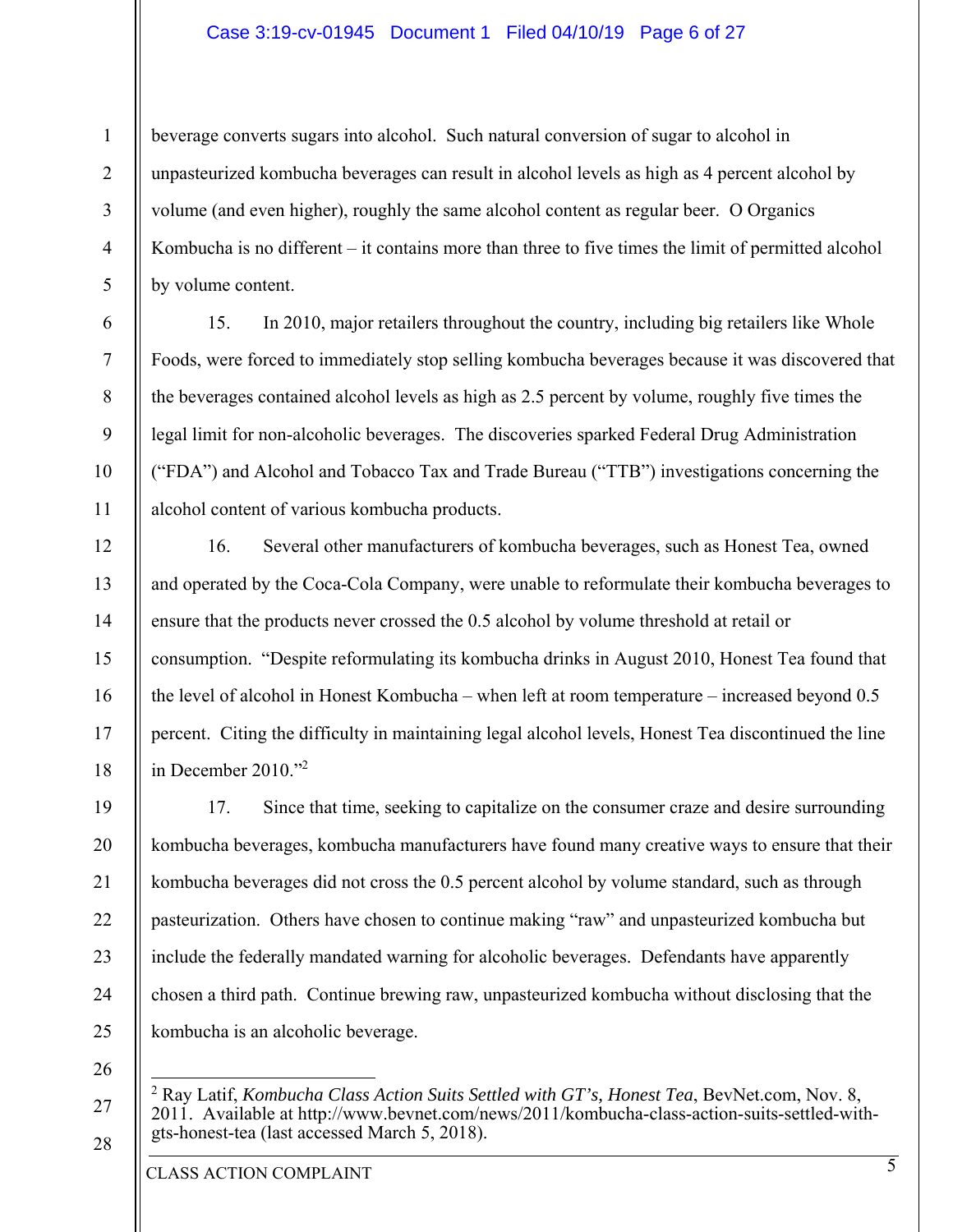beverage converts sugars into alcohol. Such natural conversion of sugar to alcohol in unpasteurized kombucha beverages can result in alcohol levels as high as 4 percent alcohol by volume (and even higher), roughly the same alcohol content as regular beer. O Organics Kombucha is no different – it contains more than three to five times the limit of permitted alcohol by volume content.

15. In 2010, major retailers throughout the country, including big retailers like Whole Foods, were forced to immediately stop selling kombucha beverages because it was discovered that the beverages contained alcohol levels as high as 2.5 percent by volume, roughly five times the legal limit for non-alcoholic beverages. The discoveries sparked Federal Drug Administration ("FDA") and Alcohol and Tobacco Tax and Trade Bureau ("TTB") investigations concerning the alcohol content of various kombucha products.

16. Several other manufacturers of kombucha beverages, such as Honest Tea, owned and operated by the Coca-Cola Company, were unable to reformulate their kombucha beverages to ensure that the products never crossed the 0.5 alcohol by volume threshold at retail or consumption. "Despite reformulating its kombucha drinks in August 2010, Honest Tea found that the level of alcohol in Honest Kombucha – when left at room temperature – increased beyond 0.5 percent. Citing the difficulty in maintaining legal alcohol levels, Honest Tea discontinued the line in December 2010."[2]

17. Since that time, seeking to capitalize on the consumer craze and desire surrounding kombucha beverages, kombucha manufacturers have found many creative ways to ensure that their kombucha beverages did not cross the 0.5 percent alcohol by volume standard, such as through pasteurization. Others have chosen to continue making "raw" and unpasteurized kombucha but include the federally mandated warning for alcoholic beverages. Defendants have apparently chosen a third path. Continue brewing raw, unpasteurized kombucha without disclosing that the kombucha is an alcoholic beverage.

---

[2] Ray Latif, *Kombucha Class Action Suits Settled with GT's, Honest Tea*, BevNet.com, Nov. 8, 2011. Available at http://www.bevnet.com/news/2011/kombucha-class-action-suits-settled-with-gts-honest-tea (last accessed March 5, 2018).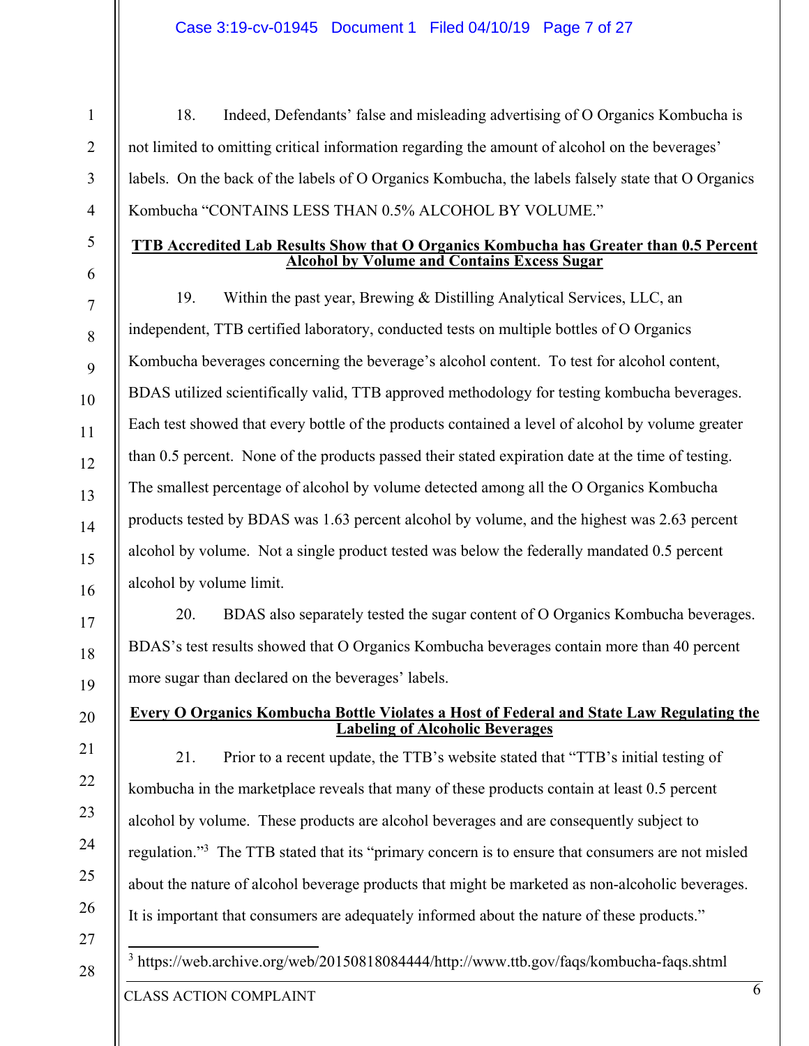18. Indeed, Defendants' false and misleading advertising of O Organics Kombucha is not limited to omitting critical information regarding the amount of alcohol on the beverages' labels. On the back of the labels of O Organics Kombucha, the labels falsely state that O Organics Kombucha "CONTAINS LESS THAN 0.5% ALCOHOL BY VOLUME."

**TTB Accredited Lab Results Show that O Organics Kombucha has Greater than 0.5 Percent Alcohol by Volume and Contains Excess Sugar**

19. Within the past year, Brewing & Distilling Analytical Services, LLC, an independent, TTB certified laboratory, conducted tests on multiple bottles of O Organics Kombucha beverages concerning the beverage's alcohol content. To test for alcohol content, BDAS utilized scientifically valid, TTB approved methodology for testing kombucha beverages. Each test showed that every bottle of the products contained a level of alcohol by volume greater than 0.5 percent. None of the products passed their stated expiration date at the time of testing. The smallest percentage of alcohol by volume detected among all the O Organics Kombucha products tested by BDAS was 1.63 percent alcohol by volume, and the highest was 2.63 percent alcohol by volume. Not a single product tested was below the federally mandated 0.5 percent alcohol by volume limit.

20. BDAS also separately tested the sugar content of O Organics Kombucha beverages. BDAS's test results showed that O Organics Kombucha beverages contain more than 40 percent more sugar than declared on the beverages' labels.

**Every O Organics Kombucha Bottle Violates a Host of Federal and State Law Regulating the Labeling of Alcoholic Beverages**

21. Prior to a recent update, the TTB's website stated that "TTB's initial testing of kombucha in the marketplace reveals that many of these products contain at least 0.5 percent alcohol by volume. These products are alcohol beverages and are consequently subject to regulation."[3] The TTB stated that its "primary concern is to ensure that consumers are not misled about the nature of alcohol beverage products that might be marketed as non-alcoholic beverages. It is important that consumers are adequately informed about the nature of these products."

[3] https://web.archive.org/web/20150818084444/http://www.ttb.gov/faqs/kombucha-faqs.shtml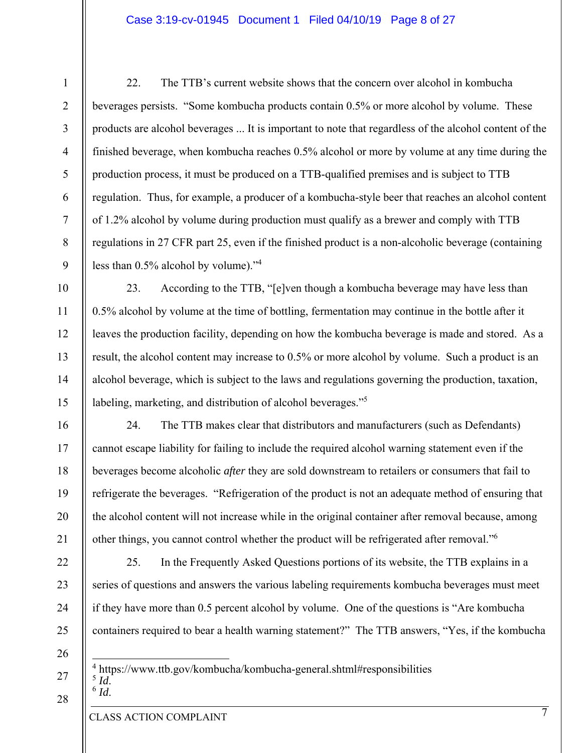22. The TTB's current website shows that the concern over alcohol in kombucha beverages persists. "Some kombucha products contain 0.5% or more alcohol by volume. These products are alcohol beverages ... It is important to note that regardless of the alcohol content of the finished beverage, when kombucha reaches 0.5% alcohol or more by volume at any time during the production process, it must be produced on a TTB-qualified premises and is subject to TTB regulation. Thus, for example, a producer of a kombucha-style beer that reaches an alcohol content of 1.2% alcohol by volume during production must qualify as a brewer and comply with TTB regulations in 27 CFR part 25, even if the finished product is a non-alcoholic beverage (containing less than 0.5% alcohol by volume)."[4]

23. According to the TTB, "[e]ven though a kombucha beverage may have less than 0.5% alcohol by volume at the time of bottling, fermentation may continue in the bottle after it leaves the production facility, depending on how the kombucha beverage is made and stored. As a result, the alcohol content may increase to 0.5% or more alcohol by volume. Such a product is an alcohol beverage, which is subject to the laws and regulations governing the production, taxation, labeling, marketing, and distribution of alcohol beverages."[5]

24. The TTB makes clear that distributors and manufacturers (such as Defendants) cannot escape liability for failing to include the required alcohol warning statement even if the beverages become alcoholic *after* they are sold downstream to retailers or consumers that fail to refrigerate the beverages. "Refrigeration of the product is not an adequate method of ensuring that the alcohol content will not increase while in the original container after removal because, among other things, you cannot control whether the product will be refrigerated after removal."[6]

25. In the Frequently Asked Questions portions of its website, the TTB explains in a series of questions and answers the various labeling requirements kombucha beverages must meet if they have more than 0.5 percent alcohol by volume. One of the questions is "Are kombucha containers required to bear a health warning statement?" The TTB answers, "Yes, if the kombucha

---

[4] https://www.ttb.gov/kombucha/kombucha-general.shtml#responsibilities

[5] *Id.*

[6] *Id.*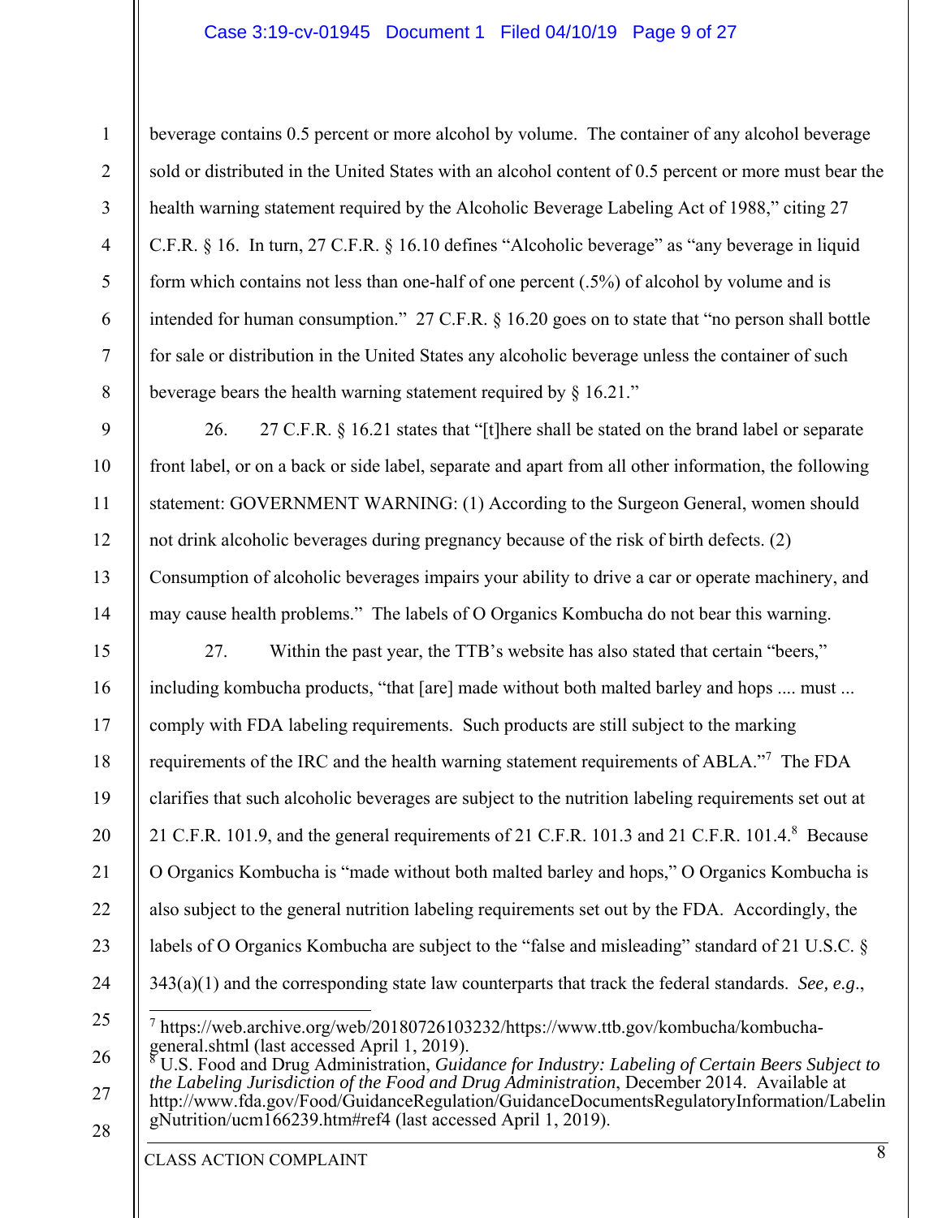beverage contains 0.5 percent or more alcohol by volume. The container of any alcohol beverage sold or distributed in the United States with an alcohol content of 0.5 percent or more must bear the health warning statement required by the Alcoholic Beverage Labeling Act of 1988," citing 27 C.F.R. § 16. In turn, 27 C.F.R. § 16.10 defines "Alcoholic beverage" as "any beverage in liquid form which contains not less than one-half of one percent (.5%) of alcohol by volume and is intended for human consumption." 27 C.F.R. § 16.20 goes on to state that "no person shall bottle for sale or distribution in the United States any alcoholic beverage unless the container of such beverage bears the health warning statement required by § 16.21."

26. 27 C.F.R. § 16.21 states that "[t]here shall be stated on the brand label or separate front label, or on a back or side label, separate and apart from all other information, the following statement: GOVERNMENT WARNING: (1) According to the Surgeon General, women should not drink alcoholic beverages during pregnancy because of the risk of birth defects. (2) Consumption of alcoholic beverages impairs your ability to drive a car or operate machinery, and may cause health problems." The labels of O Organics Kombucha do not bear this warning.

27. Within the past year, the TTB's website has also stated that certain "beers," including kombucha products, "that [are] made without both malted barley and hops .... must ... comply with FDA labeling requirements. Such products are still subject to the marking requirements of the IRC and the health warning statement requirements of ABLA."[7] The FDA clarifies that such alcoholic beverages are subject to the nutrition labeling requirements set out at 21 C.F.R. 101.9, and the general requirements of 21 C.F.R. 101.3 and 21 C.F.R. 101.4.[8] Because O Organics Kombucha is "made without both malted barley and hops," O Organics Kombucha is also subject to the general nutrition labeling requirements set out by the FDA. Accordingly, the labels of O Organics Kombucha are subject to the "false and misleading" standard of 21 U.S.C. § 343(a)(1) and the corresponding state law counterparts that track the federal standards. *See, e.g.*,

---

[7] https://web.archive.org/web/20180726103232/https://www.ttb.gov/kombucha/kombucha-general.shtml (last accessed April 1, 2019).

[8] U.S. Food and Drug Administration, *Guidance for Industry: Labeling of Certain Beers Subject to the Labeling Jurisdiction of the Food and Drug Administration*, December 2014. Available at http://www.fda.gov/Food/GuidanceRegulation/GuidanceDocumentsRegulatoryInformation/LabelingNutrition/ucm166239.htm#ref4 (last accessed April 1, 2019).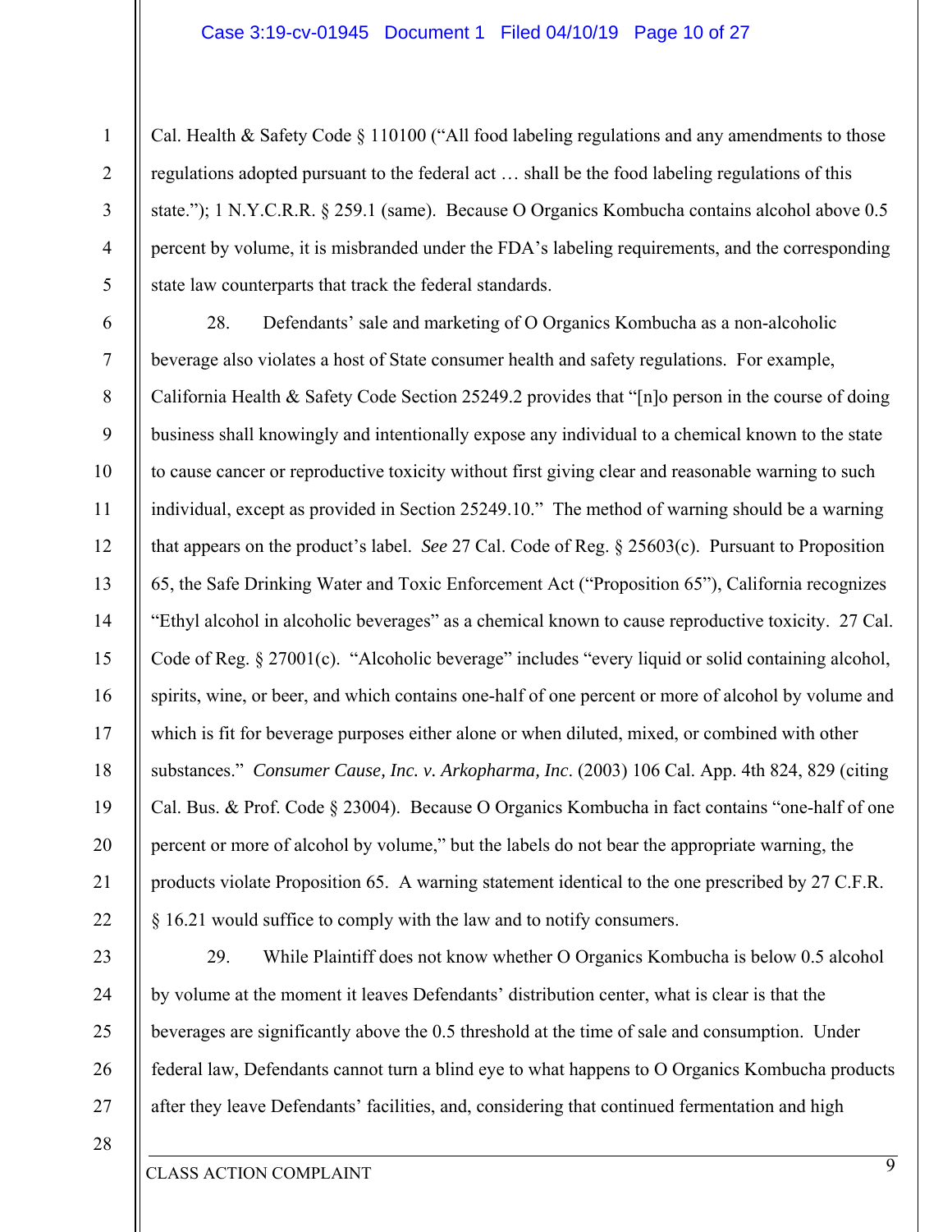Cal. Health & Safety Code § 110100 ("All food labeling regulations and any amendments to those regulations adopted pursuant to the federal act … shall be the food labeling regulations of this state."); 1 N.Y.C.R.R. § 259.1 (same). Because O Organics Kombucha contains alcohol above 0.5 percent by volume, it is misbranded under the FDA's labeling requirements, and the corresponding state law counterparts that track the federal standards.

28. Defendants' sale and marketing of O Organics Kombucha as a non-alcoholic beverage also violates a host of State consumer health and safety regulations. For example, California Health & Safety Code Section 25249.2 provides that "[n]o person in the course of doing business shall knowingly and intentionally expose any individual to a chemical known to the state to cause cancer or reproductive toxicity without first giving clear and reasonable warning to such individual, except as provided in Section 25249.10." The method of warning should be a warning that appears on the product's label. *See* 27 Cal. Code of Reg. § 25603(c). Pursuant to Proposition 65, the Safe Drinking Water and Toxic Enforcement Act ("Proposition 65"), California recognizes "Ethyl alcohol in alcoholic beverages" as a chemical known to cause reproductive toxicity. 27 Cal. Code of Reg. § 27001(c). "Alcoholic beverage" includes "every liquid or solid containing alcohol, spirits, wine, or beer, and which contains one-half of one percent or more of alcohol by volume and which is fit for beverage purposes either alone or when diluted, mixed, or combined with other substances." *Consumer Cause, Inc. v. Arkopharma, Inc*. (2003) 106 Cal. App. 4th 824, 829 (citing Cal. Bus. & Prof. Code § 23004). Because O Organics Kombucha in fact contains "one-half of one percent or more of alcohol by volume," but the labels do not bear the appropriate warning, the products violate Proposition 65. A warning statement identical to the one prescribed by 27 C.F.R. § 16.21 would suffice to comply with the law and to notify consumers.

29. While Plaintiff does not know whether O Organics Kombucha is below 0.5 alcohol by volume at the moment it leaves Defendants' distribution center, what is clear is that the beverages are significantly above the 0.5 threshold at the time of sale and consumption. Under federal law, Defendants cannot turn a blind eye to what happens to O Organics Kombucha products after they leave Defendants' facilities, and, considering that continued fermentation and high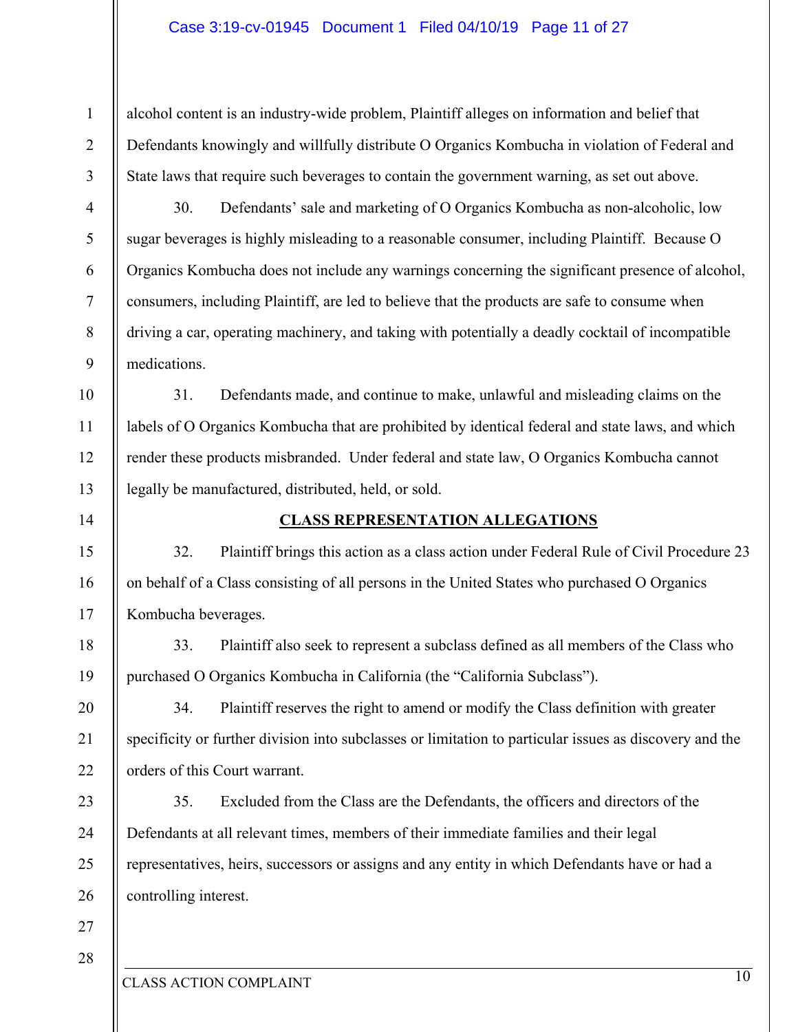alcohol content is an industry-wide problem, Plaintiff alleges on information and belief that Defendants knowingly and willfully distribute O Organics Kombucha in violation of Federal and State laws that require such beverages to contain the government warning, as set out above.

30. Defendants' sale and marketing of O Organics Kombucha as non-alcoholic, low sugar beverages is highly misleading to a reasonable consumer, including Plaintiff. Because O Organics Kombucha does not include any warnings concerning the significant presence of alcohol, consumers, including Plaintiff, are led to believe that the products are safe to consume when driving a car, operating machinery, and taking with potentially a deadly cocktail of incompatible medications.

31. Defendants made, and continue to make, unlawful and misleading claims on the labels of O Organics Kombucha that are prohibited by identical federal and state laws, and which render these products misbranded. Under federal and state law, O Organics Kombucha cannot legally be manufactured, distributed, held, or sold.

## CLASS REPRESENTATION ALLEGATIONS

32. Plaintiff brings this action as a class action under Federal Rule of Civil Procedure 23 on behalf of a Class consisting of all persons in the United States who purchased O Organics Kombucha beverages.

33. Plaintiff also seek to represent a subclass defined as all members of the Class who purchased O Organics Kombucha in California (the "California Subclass").

34. Plaintiff reserves the right to amend or modify the Class definition with greater specificity or further division into subclasses or limitation to particular issues as discovery and the orders of this Court warrant.

35. Excluded from the Class are the Defendants, the officers and directors of the Defendants at all relevant times, members of their immediate families and their legal representatives, heirs, successors or assigns and any entity in which Defendants have or had a controlling interest.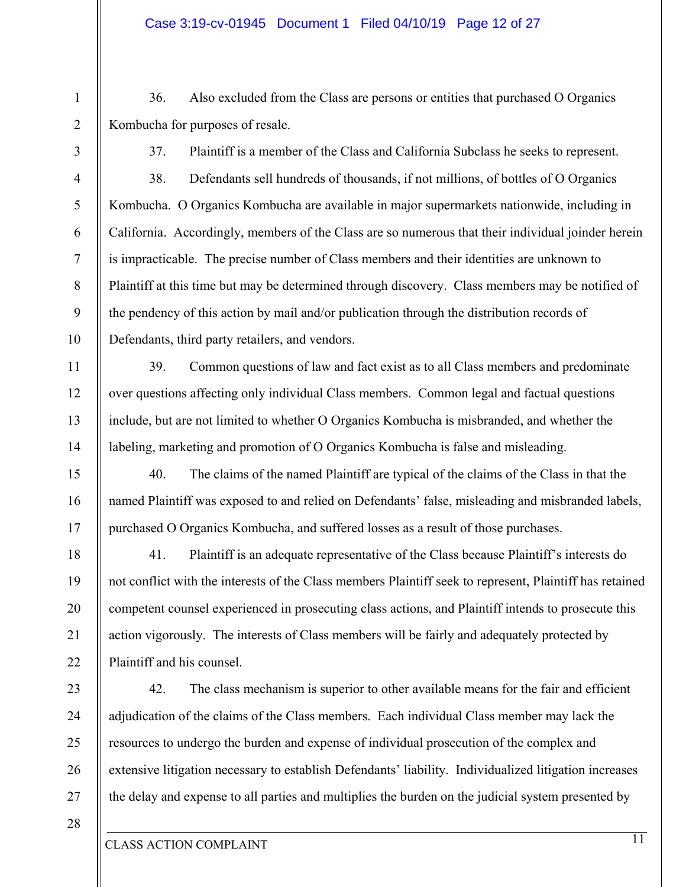36. Also excluded from the Class are persons or entities that purchased O Organics Kombucha for purposes of resale.

37. Plaintiff is a member of the Class and California Subclass he seeks to represent.

38. Defendants sell hundreds of thousands, if not millions, of bottles of O Organics Kombucha. O Organics Kombucha are available in major supermarkets nationwide, including in California. Accordingly, members of the Class are so numerous that their individual joinder herein is impracticable. The precise number of Class members and their identities are unknown to Plaintiff at this time but may be determined through discovery. Class members may be notified of the pendency of this action by mail and/or publication through the distribution records of Defendants, third party retailers, and vendors.

39. Common questions of law and fact exist as to all Class members and predominate over questions affecting only individual Class members. Common legal and factual questions include, but are not limited to whether O Organics Kombucha is misbranded, and whether the labeling, marketing and promotion of O Organics Kombucha is false and misleading.

40. The claims of the named Plaintiff are typical of the claims of the Class in that the named Plaintiff was exposed to and relied on Defendants' false, misleading and misbranded labels, purchased O Organics Kombucha, and suffered losses as a result of those purchases.

41. Plaintiff is an adequate representative of the Class because Plaintiff's interests do not conflict with the interests of the Class members Plaintiff seek to represent, Plaintiff has retained competent counsel experienced in prosecuting class actions, and Plaintiff intends to prosecute this action vigorously. The interests of Class members will be fairly and adequately protected by Plaintiff and his counsel.

42. The class mechanism is superior to other available means for the fair and efficient adjudication of the claims of the Class members. Each individual Class member may lack the resources to undergo the burden and expense of individual prosecution of the complex and extensive litigation necessary to establish Defendants' liability. Individualized litigation increases the delay and expense to all parties and multiplies the burden on the judicial system presented by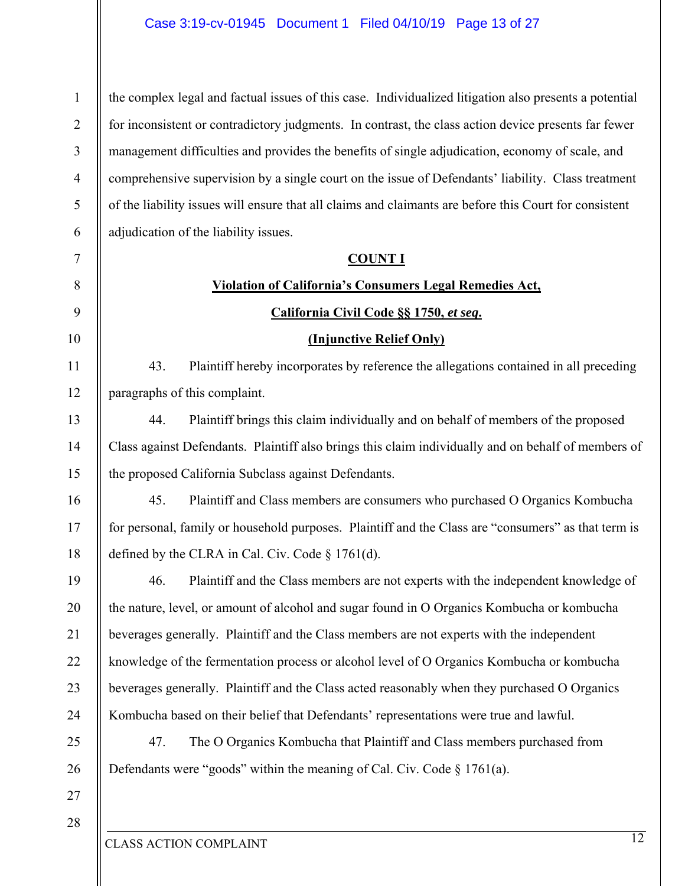the complex legal and factual issues of this case. Individualized litigation also presents a potential for inconsistent or contradictory judgments. In contrast, the class action device presents far fewer management difficulties and provides the benefits of single adjudication, economy of scale, and comprehensive supervision by a single court on the issue of Defendants' liability. Class treatment of the liability issues will ensure that all claims and claimants are before this Court for consistent adjudication of the liability issues.

## COUNT I

## Violation of California's Consumers Legal Remedies Act, California Civil Code §§ 1750, *et seq.*

## (Injunctive Relief Only)

43. Plaintiff hereby incorporates by reference the allegations contained in all preceding paragraphs of this complaint.

44. Plaintiff brings this claim individually and on behalf of members of the proposed Class against Defendants. Plaintiff also brings this claim individually and on behalf of members of the proposed California Subclass against Defendants.

45. Plaintiff and Class members are consumers who purchased O Organics Kombucha for personal, family or household purposes. Plaintiff and the Class are "consumers" as that term is defined by the CLRA in Cal. Civ. Code § 1761(d).

46. Plaintiff and the Class members are not experts with the independent knowledge of the nature, level, or amount of alcohol and sugar found in O Organics Kombucha or kombucha beverages generally. Plaintiff and the Class members are not experts with the independent knowledge of the fermentation process or alcohol level of O Organics Kombucha or kombucha beverages generally. Plaintiff and the Class acted reasonably when they purchased O Organics Kombucha based on their belief that Defendants' representations were true and lawful.

47. The O Organics Kombucha that Plaintiff and Class members purchased from Defendants were "goods" within the meaning of Cal. Civ. Code § 1761(a).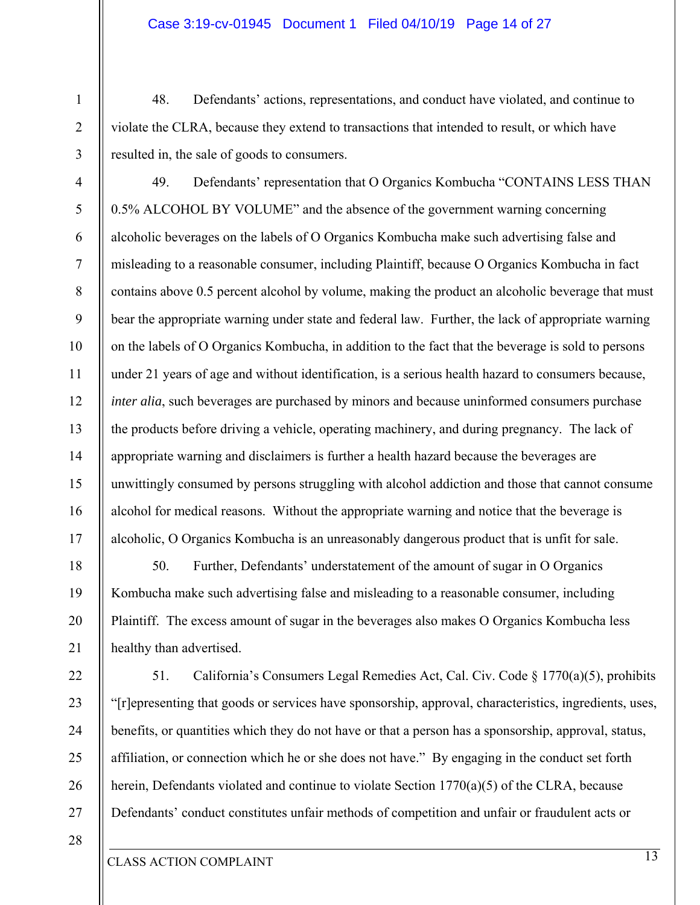48. Defendants' actions, representations, and conduct have violated, and continue to violate the CLRA, because they extend to transactions that intended to result, or which have resulted in, the sale of goods to consumers.

49. Defendants' representation that O Organics Kombucha "CONTAINS LESS THAN 0.5% ALCOHOL BY VOLUME" and the absence of the government warning concerning alcoholic beverages on the labels of O Organics Kombucha make such advertising false and misleading to a reasonable consumer, including Plaintiff, because O Organics Kombucha in fact contains above 0.5 percent alcohol by volume, making the product an alcoholic beverage that must bear the appropriate warning under state and federal law. Further, the lack of appropriate warning on the labels of O Organics Kombucha, in addition to the fact that the beverage is sold to persons under 21 years of age and without identification, is a serious health hazard to consumers because, *inter alia*, such beverages are purchased by minors and because uninformed consumers purchase the products before driving a vehicle, operating machinery, and during pregnancy. The lack of appropriate warning and disclaimers is further a health hazard because the beverages are unwittingly consumed by persons struggling with alcohol addiction and those that cannot consume alcohol for medical reasons. Without the appropriate warning and notice that the beverage is alcoholic, O Organics Kombucha is an unreasonably dangerous product that is unfit for sale.

50. Further, Defendants' understatement of the amount of sugar in O Organics Kombucha make such advertising false and misleading to a reasonable consumer, including Plaintiff. The excess amount of sugar in the beverages also makes O Organics Kombucha less healthy than advertised.

51. California's Consumers Legal Remedies Act, Cal. Civ. Code § 1770(a)(5), prohibits "[r]epresenting that goods or services have sponsorship, approval, characteristics, ingredients, uses, benefits, or quantities which they do not have or that a person has a sponsorship, approval, status, affiliation, or connection which he or she does not have." By engaging in the conduct set forth herein, Defendants violated and continue to violate Section 1770(a)(5) of the CLRA, because Defendants' conduct constitutes unfair methods of competition and unfair or fraudulent acts or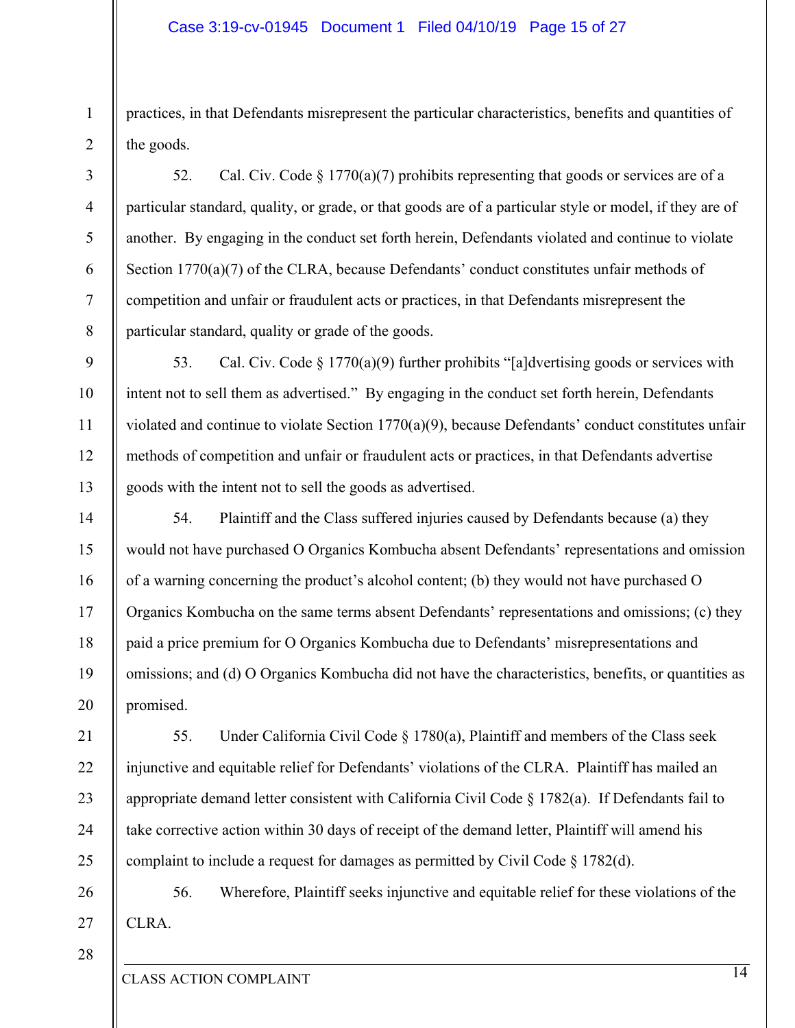practices, in that Defendants misrepresent the particular characteristics, benefits and quantities of the goods.

52. Cal. Civ. Code § 1770(a)(7) prohibits representing that goods or services are of a particular standard, quality, or grade, or that goods are of a particular style or model, if they are of another. By engaging in the conduct set forth herein, Defendants violated and continue to violate Section 1770(a)(7) of the CLRA, because Defendants' conduct constitutes unfair methods of competition and unfair or fraudulent acts or practices, in that Defendants misrepresent the particular standard, quality or grade of the goods.

53. Cal. Civ. Code § 1770(a)(9) further prohibits "[a]dvertising goods or services with intent not to sell them as advertised." By engaging in the conduct set forth herein, Defendants violated and continue to violate Section 1770(a)(9), because Defendants' conduct constitutes unfair methods of competition and unfair or fraudulent acts or practices, in that Defendants advertise goods with the intent not to sell the goods as advertised.

54. Plaintiff and the Class suffered injuries caused by Defendants because (a) they would not have purchased O Organics Kombucha absent Defendants' representations and omission of a warning concerning the product's alcohol content; (b) they would not have purchased O Organics Kombucha on the same terms absent Defendants' representations and omissions; (c) they paid a price premium for O Organics Kombucha due to Defendants' misrepresentations and omissions; and (d) O Organics Kombucha did not have the characteristics, benefits, or quantities as promised.

55. Under California Civil Code § 1780(a), Plaintiff and members of the Class seek injunctive and equitable relief for Defendants' violations of the CLRA. Plaintiff has mailed an appropriate demand letter consistent with California Civil Code § 1782(a). If Defendants fail to take corrective action within 30 days of receipt of the demand letter, Plaintiff will amend his complaint to include a request for damages as permitted by Civil Code § 1782(d).

56. Wherefore, Plaintiff seeks injunctive and equitable relief for these violations of the CLRA.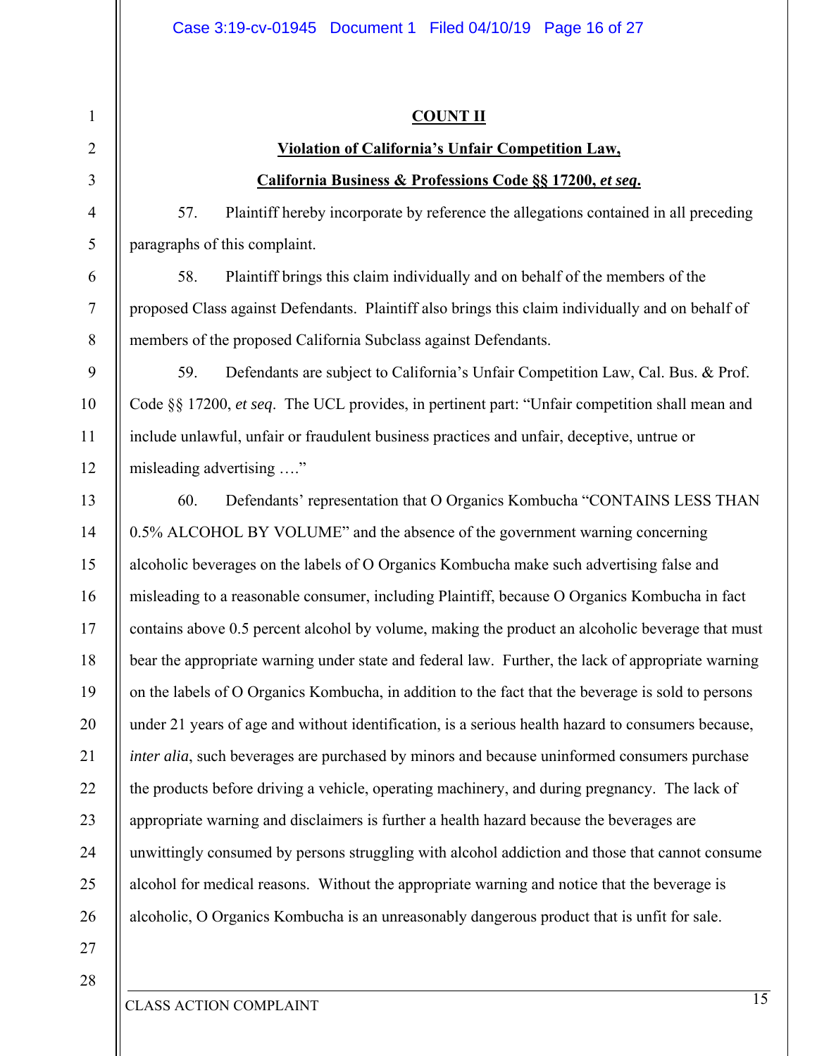**COUNT II**

**Violation of California's Unfair Competition Law,**

**California Business & Professions Code §§ 17200, *et seq.***

57. Plaintiff hereby incorporate by reference the allegations contained in all preceding paragraphs of this complaint.

58. Plaintiff brings this claim individually and on behalf of the members of the proposed Class against Defendants. Plaintiff also brings this claim individually and on behalf of members of the proposed California Subclass against Defendants.

59. Defendants are subject to California's Unfair Competition Law, Cal. Bus. & Prof. Code §§ 17200, *et seq*. The UCL provides, in pertinent part: "Unfair competition shall mean and include unlawful, unfair or fraudulent business practices and unfair, deceptive, untrue or misleading advertising …."

60. Defendants' representation that O Organics Kombucha "CONTAINS LESS THAN 0.5% ALCOHOL BY VOLUME" and the absence of the government warning concerning alcoholic beverages on the labels of O Organics Kombucha make such advertising false and misleading to a reasonable consumer, including Plaintiff, because O Organics Kombucha in fact contains above 0.5 percent alcohol by volume, making the product an alcoholic beverage that must bear the appropriate warning under state and federal law. Further, the lack of appropriate warning on the labels of O Organics Kombucha, in addition to the fact that the beverage is sold to persons under 21 years of age and without identification, is a serious health hazard to consumers because, *inter alia*, such beverages are purchased by minors and because uninformed consumers purchase the products before driving a vehicle, operating machinery, and during pregnancy. The lack of appropriate warning and disclaimers is further a health hazard because the beverages are unwittingly consumed by persons struggling with alcohol addiction and those that cannot consume alcohol for medical reasons. Without the appropriate warning and notice that the beverage is alcoholic, O Organics Kombucha is an unreasonably dangerous product that is unfit for sale.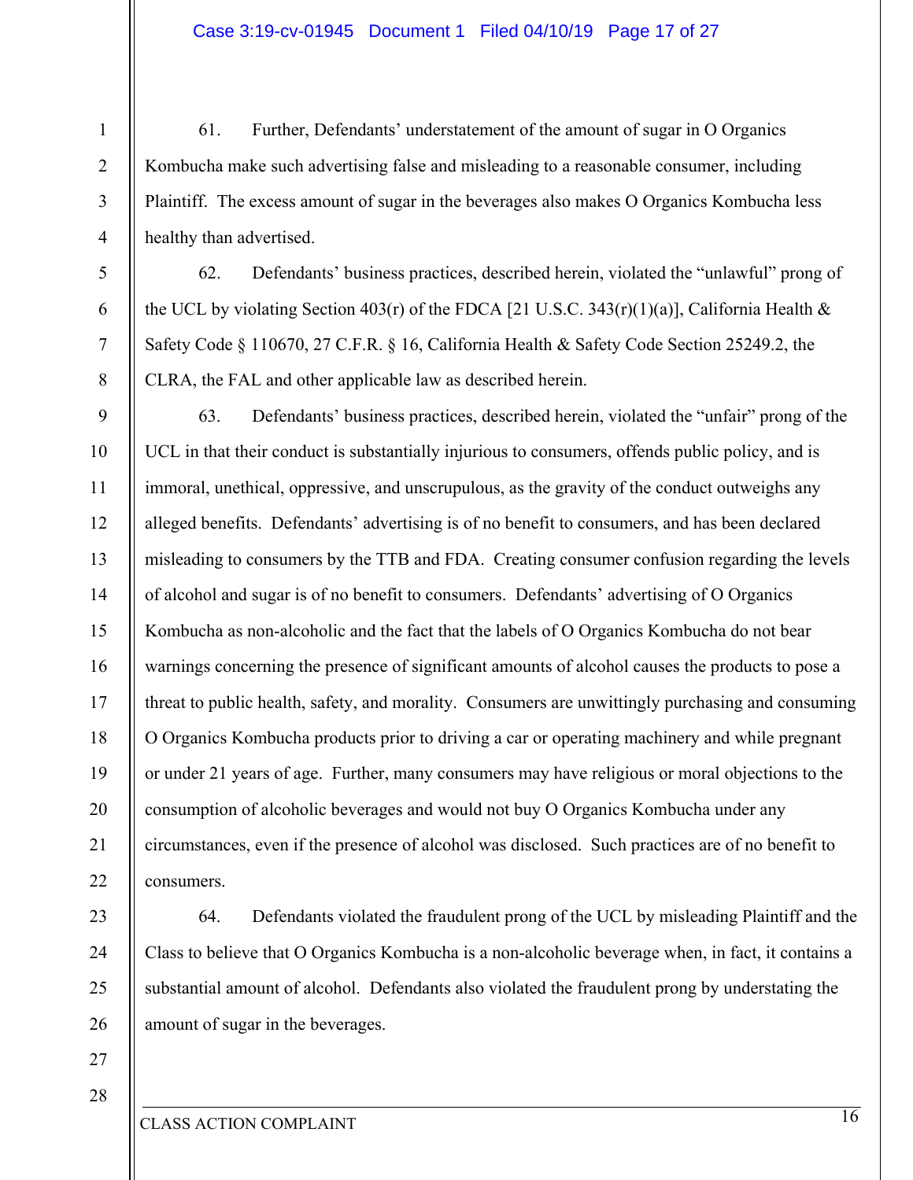61. Further, Defendants' understatement of the amount of sugar in O Organics Kombucha make such advertising false and misleading to a reasonable consumer, including Plaintiff. The excess amount of sugar in the beverages also makes O Organics Kombucha less healthy than advertised.

62. Defendants' business practices, described herein, violated the "unlawful" prong of the UCL by violating Section 403(r) of the FDCA [21 U.S.C. 343(r)(1)(a)], California Health & Safety Code § 110670, 27 C.F.R. § 16, California Health & Safety Code Section 25249.2, the CLRA, the FAL and other applicable law as described herein.

63. Defendants' business practices, described herein, violated the "unfair" prong of the UCL in that their conduct is substantially injurious to consumers, offends public policy, and is immoral, unethical, oppressive, and unscrupulous, as the gravity of the conduct outweighs any alleged benefits. Defendants' advertising is of no benefit to consumers, and has been declared misleading to consumers by the TTB and FDA. Creating consumer confusion regarding the levels of alcohol and sugar is of no benefit to consumers. Defendants' advertising of O Organics Kombucha as non-alcoholic and the fact that the labels of O Organics Kombucha do not bear warnings concerning the presence of significant amounts of alcohol causes the products to pose a threat to public health, safety, and morality. Consumers are unwittingly purchasing and consuming O Organics Kombucha products prior to driving a car or operating machinery and while pregnant or under 21 years of age. Further, many consumers may have religious or moral objections to the consumption of alcoholic beverages and would not buy O Organics Kombucha under any circumstances, even if the presence of alcohol was disclosed. Such practices are of no benefit to consumers.

64. Defendants violated the fraudulent prong of the UCL by misleading Plaintiff and the Class to believe that O Organics Kombucha is a non-alcoholic beverage when, in fact, it contains a substantial amount of alcohol. Defendants also violated the fraudulent prong by understating the amount of sugar in the beverages.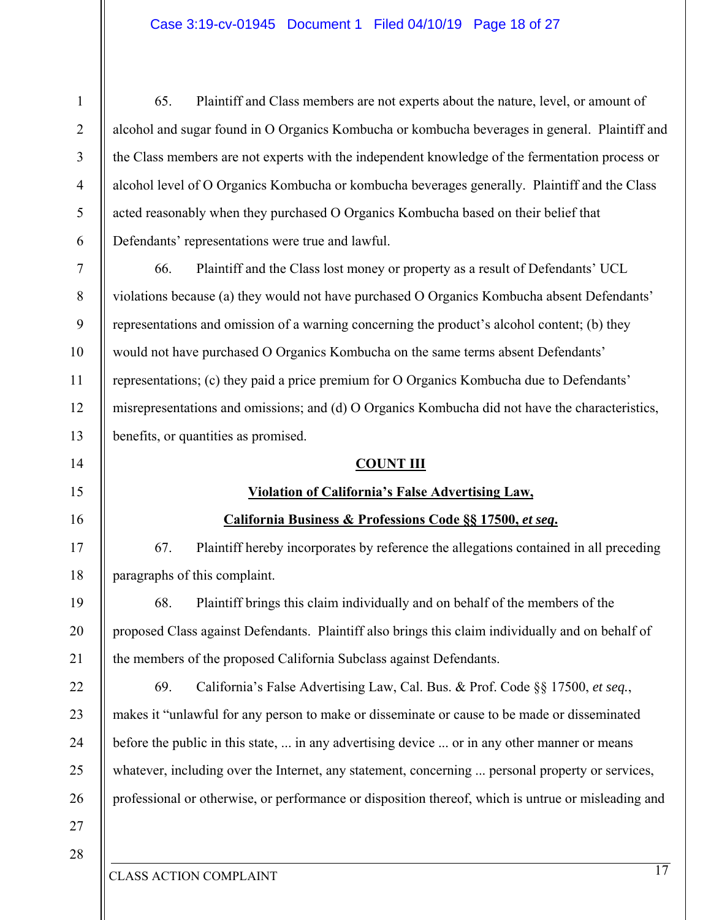65. Plaintiff and Class members are not experts about the nature, level, or amount of alcohol and sugar found in O Organics Kombucha or kombucha beverages in general. Plaintiff and the Class members are not experts with the independent knowledge of the fermentation process or alcohol level of O Organics Kombucha or kombucha beverages generally. Plaintiff and the Class acted reasonably when they purchased O Organics Kombucha based on their belief that Defendants' representations were true and lawful.

66. Plaintiff and the Class lost money or property as a result of Defendants' UCL violations because (a) they would not have purchased O Organics Kombucha absent Defendants' representations and omission of a warning concerning the product's alcohol content; (b) they would not have purchased O Organics Kombucha on the same terms absent Defendants' representations; (c) they paid a price premium for O Organics Kombucha due to Defendants' misrepresentations and omissions; and (d) O Organics Kombucha did not have the characteristics, benefits, or quantities as promised.

**COUNT III**

**Violation of California's False Advertising Law,**

**California Business & Professions Code §§ 17500, *et seq.***

67. Plaintiff hereby incorporates by reference the allegations contained in all preceding paragraphs of this complaint.

68. Plaintiff brings this claim individually and on behalf of the members of the proposed Class against Defendants. Plaintiff also brings this claim individually and on behalf of the members of the proposed California Subclass against Defendants.

69. California's False Advertising Law, Cal. Bus. & Prof. Code §§ 17500, *et seq.*, makes it "unlawful for any person to make or disseminate or cause to be made or disseminated before the public in this state, ... in any advertising device ... or in any other manner or means whatever, including over the Internet, any statement, concerning ... personal property or services, professional or otherwise, or performance or disposition thereof, which is untrue or misleading and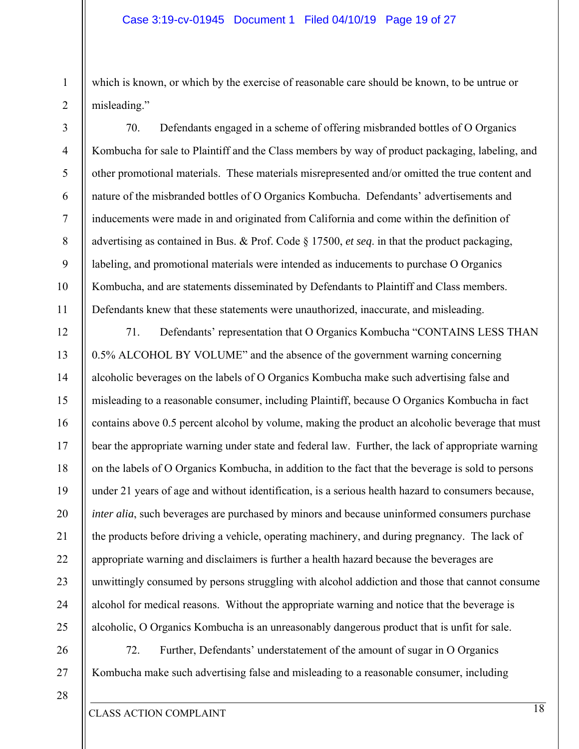which is known, or which by the exercise of reasonable care should be known, to be untrue or misleading."

70. Defendants engaged in a scheme of offering misbranded bottles of O Organics Kombucha for sale to Plaintiff and the Class members by way of product packaging, labeling, and other promotional materials. These materials misrepresented and/or omitted the true content and nature of the misbranded bottles of O Organics Kombucha. Defendants' advertisements and inducements were made in and originated from California and come within the definition of advertising as contained in Bus. & Prof. Code § 17500, *et seq*. in that the product packaging, labeling, and promotional materials were intended as inducements to purchase O Organics Kombucha, and are statements disseminated by Defendants to Plaintiff and Class members. Defendants knew that these statements were unauthorized, inaccurate, and misleading.

71. Defendants' representation that O Organics Kombucha "CONTAINS LESS THAN 0.5% ALCOHOL BY VOLUME" and the absence of the government warning concerning alcoholic beverages on the labels of O Organics Kombucha make such advertising false and misleading to a reasonable consumer, including Plaintiff, because O Organics Kombucha in fact contains above 0.5 percent alcohol by volume, making the product an alcoholic beverage that must bear the appropriate warning under state and federal law. Further, the lack of appropriate warning on the labels of O Organics Kombucha, in addition to the fact that the beverage is sold to persons under 21 years of age and without identification, is a serious health hazard to consumers because, *inter alia*, such beverages are purchased by minors and because uninformed consumers purchase the products before driving a vehicle, operating machinery, and during pregnancy. The lack of appropriate warning and disclaimers is further a health hazard because the beverages are unwittingly consumed by persons struggling with alcohol addiction and those that cannot consume alcohol for medical reasons. Without the appropriate warning and notice that the beverage is alcoholic, O Organics Kombucha is an unreasonably dangerous product that is unfit for sale.

72. Further, Defendants' understatement of the amount of sugar in O Organics Kombucha make such advertising false and misleading to a reasonable consumer, including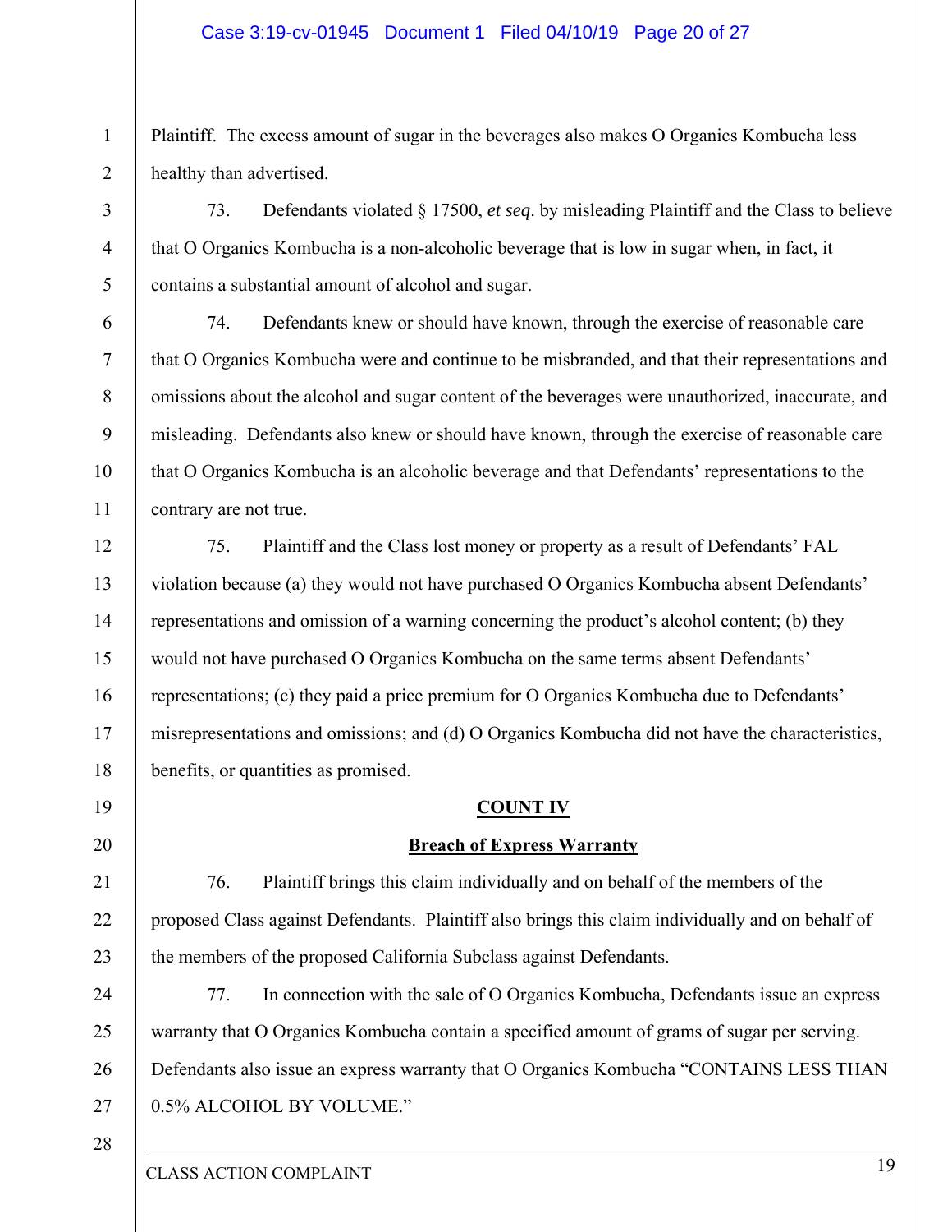Plaintiff. The excess amount of sugar in the beverages also makes O Organics Kombucha less healthy than advertised.

73. Defendants violated § 17500, *et seq*. by misleading Plaintiff and the Class to believe that O Organics Kombucha is a non-alcoholic beverage that is low in sugar when, in fact, it contains a substantial amount of alcohol and sugar.

74. Defendants knew or should have known, through the exercise of reasonable care that O Organics Kombucha were and continue to be misbranded, and that their representations and omissions about the alcohol and sugar content of the beverages were unauthorized, inaccurate, and misleading. Defendants also knew or should have known, through the exercise of reasonable care that O Organics Kombucha is an alcoholic beverage and that Defendants' representations to the contrary are not true.

75. Plaintiff and the Class lost money or property as a result of Defendants' FAL violation because (a) they would not have purchased O Organics Kombucha absent Defendants' representations and omission of a warning concerning the product's alcohol content; (b) they would not have purchased O Organics Kombucha on the same terms absent Defendants' representations; (c) they paid a price premium for O Organics Kombucha due to Defendants' misrepresentations and omissions; and (d) O Organics Kombucha did not have the characteristics, benefits, or quantities as promised.

**COUNT IV**

**Breach of Express Warranty**

76. Plaintiff brings this claim individually and on behalf of the members of the proposed Class against Defendants. Plaintiff also brings this claim individually and on behalf of the members of the proposed California Subclass against Defendants.

77. In connection with the sale of O Organics Kombucha, Defendants issue an express warranty that O Organics Kombucha contain a specified amount of grams of sugar per serving. Defendants also issue an express warranty that O Organics Kombucha "CONTAINS LESS THAN 0.5% ALCOHOL BY VOLUME."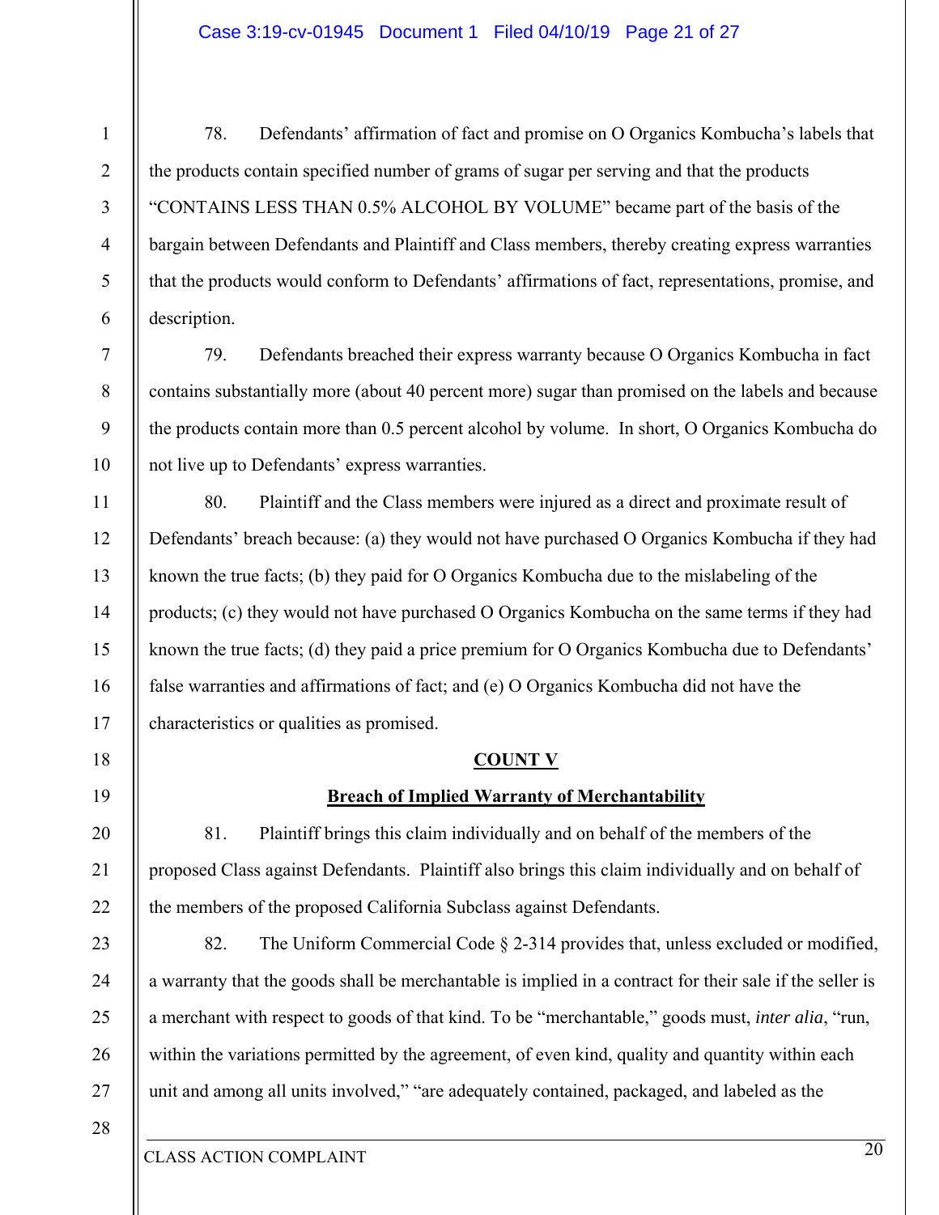78. Defendants' affirmation of fact and promise on O Organics Kombucha's labels that the products contain specified number of grams of sugar per serving and that the products "CONTAINS LESS THAN 0.5% ALCOHOL BY VOLUME" became part of the basis of the bargain between Defendants and Plaintiff and Class members, thereby creating express warranties that the products would conform to Defendants' affirmations of fact, representations, promise, and description.

79. Defendants breached their express warranty because O Organics Kombucha in fact contains substantially more (about 40 percent more) sugar than promised on the labels and because the products contain more than 0.5 percent alcohol by volume. In short, O Organics Kombucha do not live up to Defendants' express warranties.

80. Plaintiff and the Class members were injured as a direct and proximate result of Defendants' breach because: (a) they would not have purchased O Organics Kombucha if they had known the true facts; (b) they paid for O Organics Kombucha due to the mislabeling of the products; (c) they would not have purchased O Organics Kombucha on the same terms if they had known the true facts; (d) they paid a price premium for O Organics Kombucha due to Defendants' false warranties and affirmations of fact; and (e) O Organics Kombucha did not have the characteristics or qualities as promised.

**COUNT V**

**Breach of Implied Warranty of Merchantability**

81. Plaintiff brings this claim individually and on behalf of the members of the proposed Class against Defendants. Plaintiff also brings this claim individually and on behalf of the members of the proposed California Subclass against Defendants.

82. The Uniform Commercial Code § 2-314 provides that, unless excluded or modified, a warranty that the goods shall be merchantable is implied in a contract for their sale if the seller is a merchant with respect to goods of that kind. To be "merchantable," goods must, *inter alia*, "run, within the variations permitted by the agreement, of even kind, quality and quantity within each unit and among all units involved," "are adequately contained, packaged, and labeled as the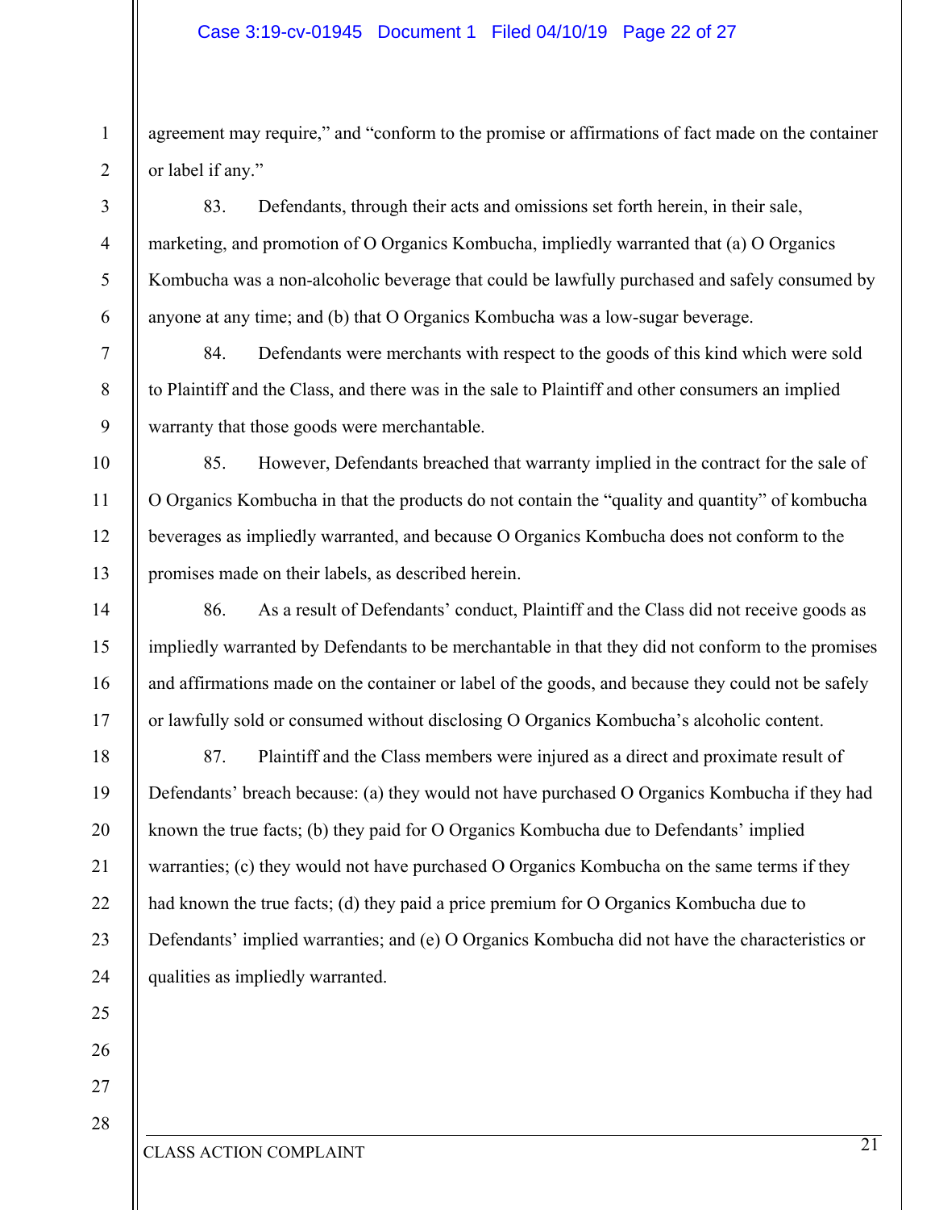agreement may require," and "conform to the promise or affirmations of fact made on the container or label if any."

83. Defendants, through their acts and omissions set forth herein, in their sale, marketing, and promotion of O Organics Kombucha, impliedly warranted that (a) O Organics Kombucha was a non-alcoholic beverage that could be lawfully purchased and safely consumed by anyone at any time; and (b) that O Organics Kombucha was a low-sugar beverage.

84. Defendants were merchants with respect to the goods of this kind which were sold to Plaintiff and the Class, and there was in the sale to Plaintiff and other consumers an implied warranty that those goods were merchantable.

85. However, Defendants breached that warranty implied in the contract for the sale of O Organics Kombucha in that the products do not contain the "quality and quantity" of kombucha beverages as impliedly warranted, and because O Organics Kombucha does not conform to the promises made on their labels, as described herein.

86. As a result of Defendants' conduct, Plaintiff and the Class did not receive goods as impliedly warranted by Defendants to be merchantable in that they did not conform to the promises and affirmations made on the container or label of the goods, and because they could not be safely or lawfully sold or consumed without disclosing O Organics Kombucha's alcoholic content.

87. Plaintiff and the Class members were injured as a direct and proximate result of Defendants' breach because: (a) they would not have purchased O Organics Kombucha if they had known the true facts; (b) they paid for O Organics Kombucha due to Defendants' implied warranties; (c) they would not have purchased O Organics Kombucha on the same terms if they had known the true facts; (d) they paid a price premium for O Organics Kombucha due to Defendants' implied warranties; and (e) O Organics Kombucha did not have the characteristics or qualities as impliedly warranted.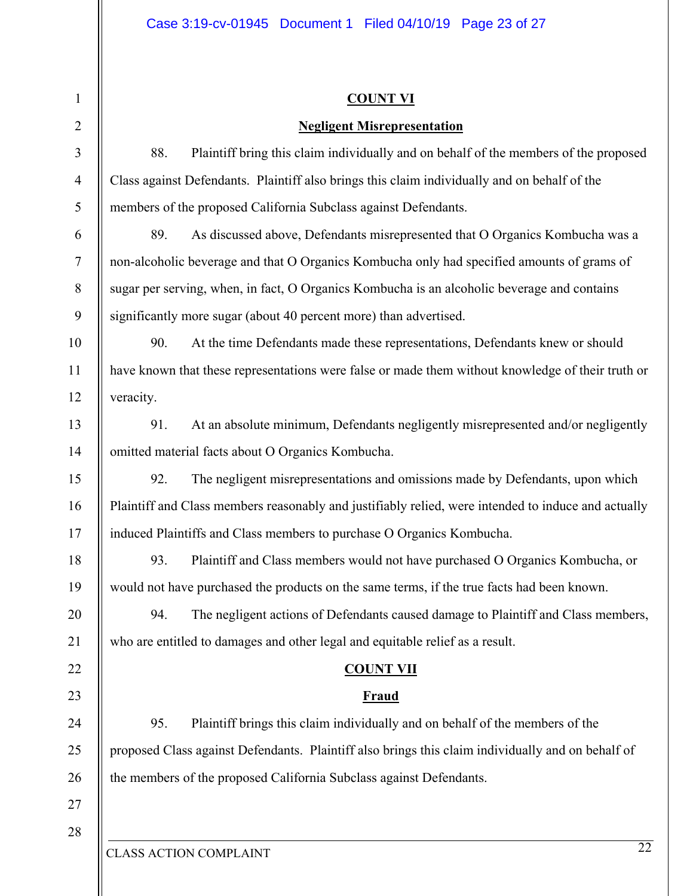**COUNT VI**

**Negligent Misrepresentation**

88. Plaintiff bring this claim individually and on behalf of the members of the proposed Class against Defendants. Plaintiff also brings this claim individually and on behalf of the members of the proposed California Subclass against Defendants.

89. As discussed above, Defendants misrepresented that O Organics Kombucha was a non-alcoholic beverage and that O Organics Kombucha only had specified amounts of grams of sugar per serving, when, in fact, O Organics Kombucha is an alcoholic beverage and contains significantly more sugar (about 40 percent more) than advertised.

90. At the time Defendants made these representations, Defendants knew or should have known that these representations were false or made them without knowledge of their truth or veracity.

91. At an absolute minimum, Defendants negligently misrepresented and/or negligently omitted material facts about O Organics Kombucha.

92. The negligent misrepresentations and omissions made by Defendants, upon which Plaintiff and Class members reasonably and justifiably relied, were intended to induce and actually induced Plaintiffs and Class members to purchase O Organics Kombucha.

93. Plaintiff and Class members would not have purchased O Organics Kombucha, or would not have purchased the products on the same terms, if the true facts had been known.

94. The negligent actions of Defendants caused damage to Plaintiff and Class members, who are entitled to damages and other legal and equitable relief as a result.

**COUNT VII**

**Fraud**

95. Plaintiff brings this claim individually and on behalf of the members of the proposed Class against Defendants. Plaintiff also brings this claim individually and on behalf of the members of the proposed California Subclass against Defendants.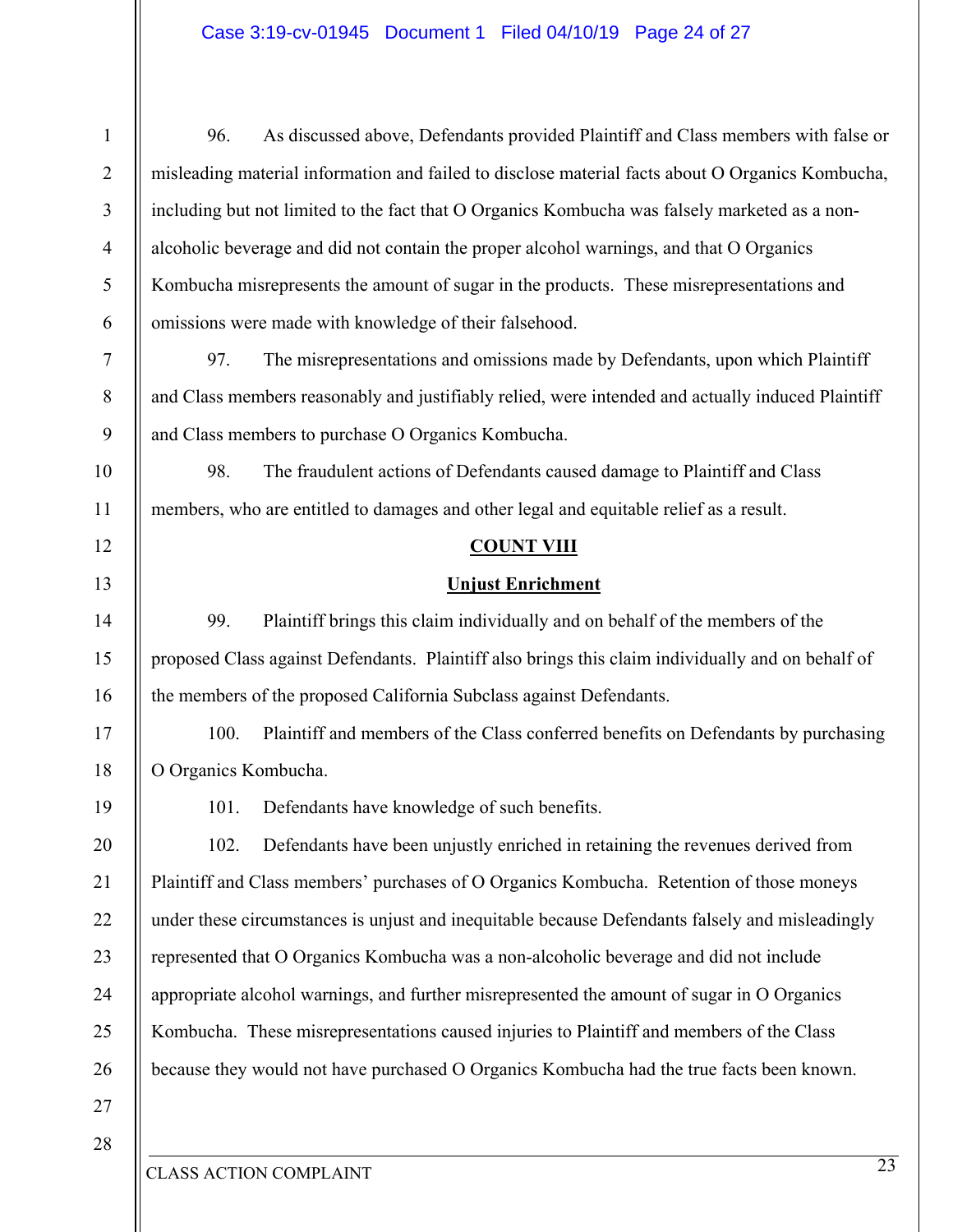96. As discussed above, Defendants provided Plaintiff and Class members with false or misleading material information and failed to disclose material facts about O Organics Kombucha, including but not limited to the fact that O Organics Kombucha was falsely marketed as a non-alcoholic beverage and did not contain the proper alcohol warnings, and that O Organics Kombucha misrepresents the amount of sugar in the products. These misrepresentations and omissions were made with knowledge of their falsehood.

97. The misrepresentations and omissions made by Defendants, upon which Plaintiff and Class members reasonably and justifiably relied, were intended and actually induced Plaintiff and Class members to purchase O Organics Kombucha.

98. The fraudulent actions of Defendants caused damage to Plaintiff and Class members, who are entitled to damages and other legal and equitable relief as a result.

**COUNT VIII**

**Unjust Enrichment**

99. Plaintiff brings this claim individually and on behalf of the members of the proposed Class against Defendants. Plaintiff also brings this claim individually and on behalf of the members of the proposed California Subclass against Defendants.

100. Plaintiff and members of the Class conferred benefits on Defendants by purchasing O Organics Kombucha.

101. Defendants have knowledge of such benefits.

102. Defendants have been unjustly enriched in retaining the revenues derived from Plaintiff and Class members' purchases of O Organics Kombucha. Retention of those moneys under these circumstances is unjust and inequitable because Defendants falsely and misleadingly represented that O Organics Kombucha was a non-alcoholic beverage and did not include appropriate alcohol warnings, and further misrepresented the amount of sugar in O Organics Kombucha. These misrepresentations caused injuries to Plaintiff and members of the Class because they would not have purchased O Organics Kombucha had the true facts been known.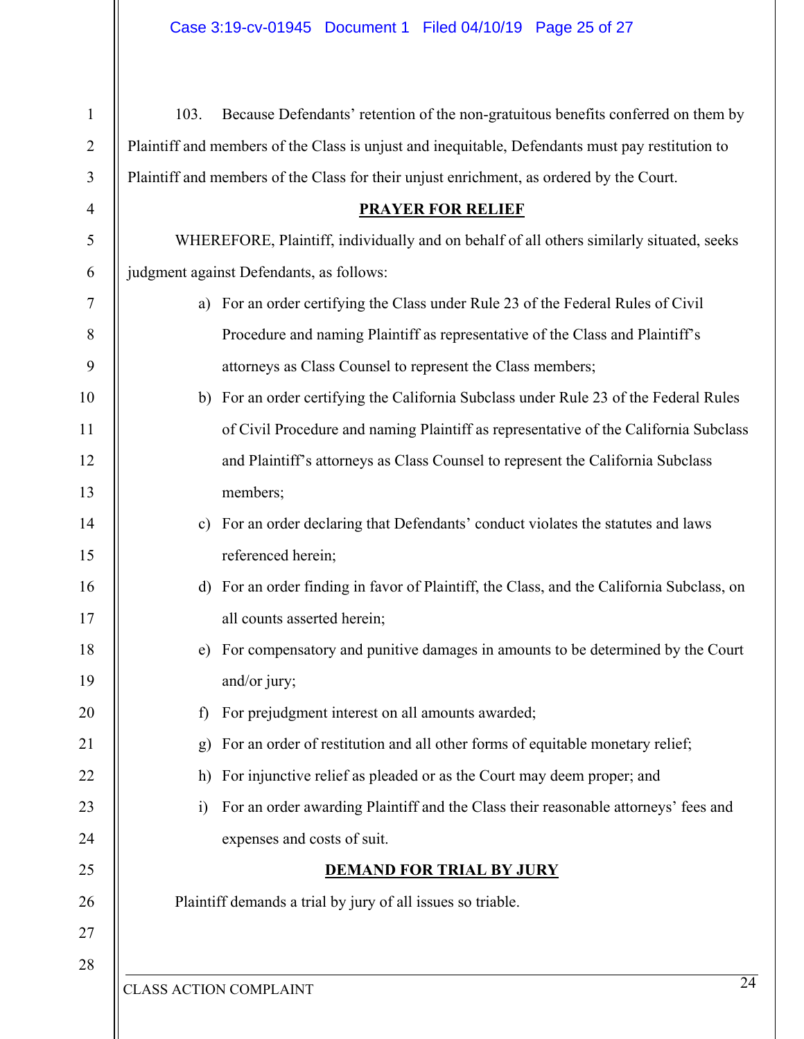103. Because Defendants' retention of the non-gratuitous benefits conferred on them by Plaintiff and members of the Class is unjust and inequitable, Defendants must pay restitution to Plaintiff and members of the Class for their unjust enrichment, as ordered by the Court.

## PRAYER FOR RELIEF

WHEREFORE, Plaintiff, individually and on behalf of all others similarly situated, seeks judgment against Defendants, as follows:

a) For an order certifying the Class under Rule 23 of the Federal Rules of Civil Procedure and naming Plaintiff as representative of the Class and Plaintiff's attorneys as Class Counsel to represent the Class members;

b) For an order certifying the California Subclass under Rule 23 of the Federal Rules of Civil Procedure and naming Plaintiff as representative of the California Subclass and Plaintiff's attorneys as Class Counsel to represent the California Subclass members;

c) For an order declaring that Defendants' conduct violates the statutes and laws referenced herein;

d) For an order finding in favor of Plaintiff, the Class, and the California Subclass, on all counts asserted herein;

e) For compensatory and punitive damages in amounts to be determined by the Court and/or jury;

f) For prejudgment interest on all amounts awarded;

g) For an order of restitution and all other forms of equitable monetary relief;

h) For injunctive relief as pleaded or as the Court may deem proper; and

i) For an order awarding Plaintiff and the Class their reasonable attorneys' fees and expenses and costs of suit.

## DEMAND FOR TRIAL BY JURY

Plaintiff demands a trial by jury of all issues so triable.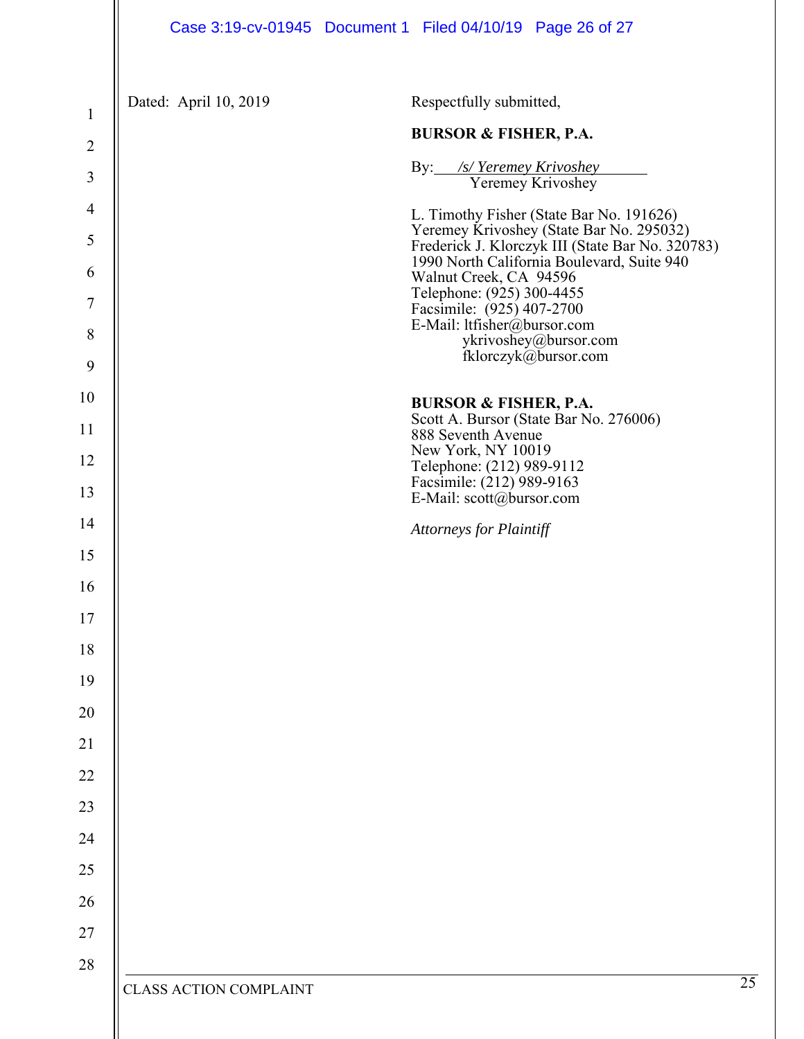Dated: April 10, 2019

Respectfully submitted,

**BURSOR & FISHER, P.A.**

By: */s/ Yeremey Krivoshey*
Yeremey Krivoshey

L. Timothy Fisher (State Bar No. 191626)
Yeremey Krivoshey (State Bar No. 295032)
Frederick J. Klorczyk III (State Bar No. 320783)
1990 North California Boulevard, Suite 940
Walnut Creek, CA 94596
Telephone: (925) 300-4455
Facsimile: (925) 407-2700
E-Mail: ltfisher@bursor.com
ykrivoshey@bursor.com
fklorczyk@bursor.com

**BURSOR & FISHER, P.A.**
Scott A. Bursor (State Bar No. 276006)
888 Seventh Avenue
New York, NY 10019
Telephone: (212) 989-9112
Facsimile: (212) 989-9163
E-Mail: scott@bursor.com

*Attorneys for Plaintiff*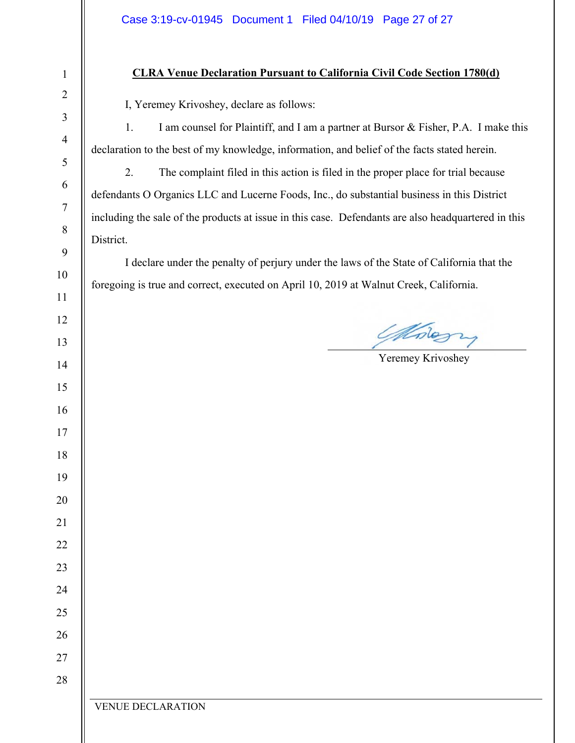**CLRA Venue Declaration Pursuant to California Civil Code Section 1780(d)**

I, Yeremey Krivoshey, declare as follows:

1. I am counsel for Plaintiff, and I am a partner at Bursor & Fisher, P.A. I make this declaration to the best of my knowledge, information, and belief of the facts stated herein.

2. The complaint filed in this action is filed in the proper place for trial because defendants O Organics LLC and Lucerne Foods, Inc., do substantial business in this District including the sale of the products at issue in this case. Defendants are also headquartered in this District.

I declare under the penalty of perjury under the laws of the State of California that the foregoing is true and correct, executed on April 10, 2019 at Walnut Creek, California.

Yeremey Krivoshey

VENUE DECLARATION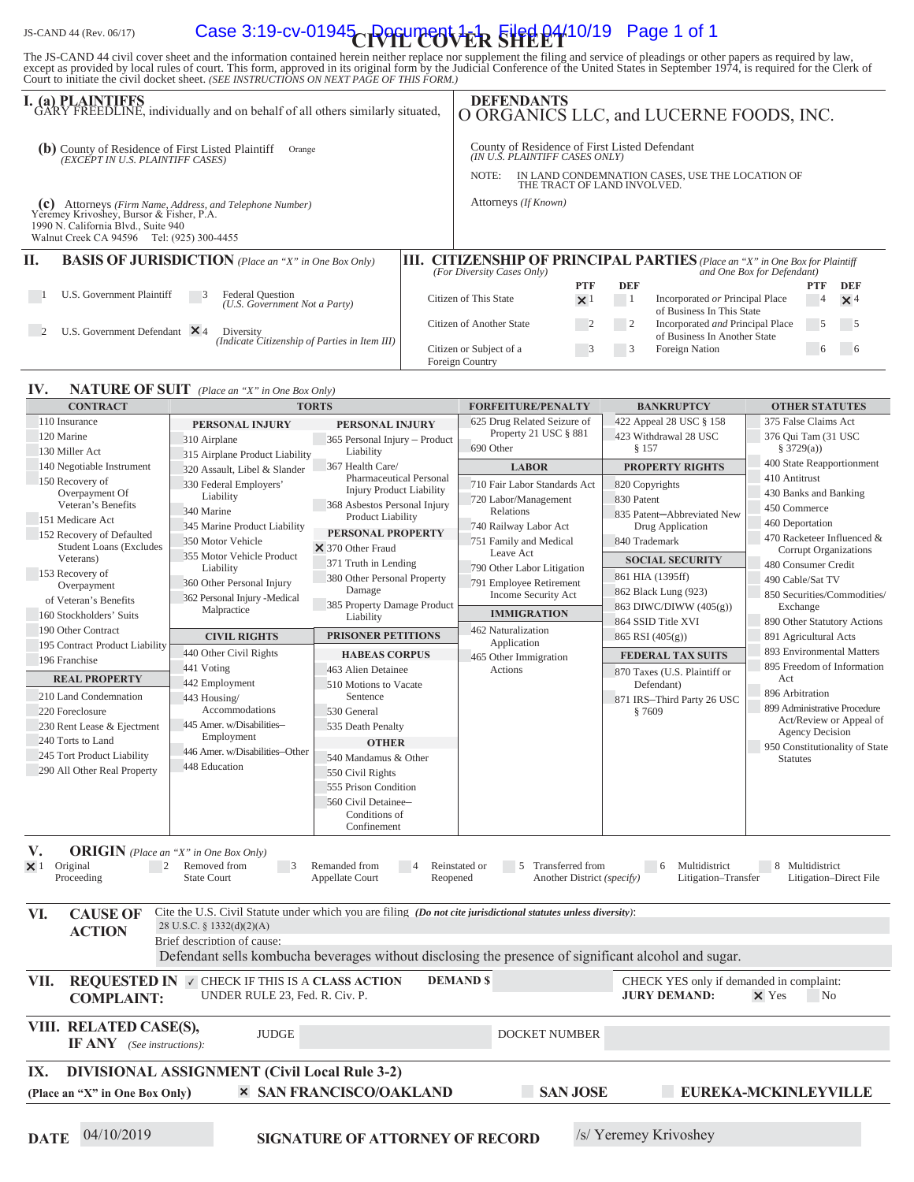JS-CAND 44 (Rev. 06/17)

Case 3:19-cv-01945 Document 1-1 Filed 04/10/19

# CIVIL COVER SHEET

The JS-CAND 44 civil cover sheet and the information contained herein neither replace nor supplement the filing and service of pleadings or other papers as required by law, except as provided by local rules of court. This form, approved in its original form by the Judicial Conference of the United States in September 1974, is required for the Clerk of Court to initiate the civil docket sheet. *(SEE INSTRUCTIONS ON NEXT PAGE OF THIS FORM.)*

## I. (a) PLAINTIFFS

GARY FREEDLINE, individually and on behalf of all others similarly situated,

**DEFENDANTS**

O ORGANICS LLC, and LUCERNE FOODS, INC.

**(b)** County of Residence of First Listed Plaintiff: Orange
*(EXCEPT IN U.S. PLAINTIFF CASES)*

County of Residence of First Listed Defendant
*(IN U.S. PLAINTIFF CASES ONLY)*

NOTE: IN LAND CONDEMNATION CASES, USE THE LOCATION OF THE TRACT OF LAND INVOLVED.

**(c)** Attorneys *(Firm Name, Address, and Telephone Number)*
Yeremey Krivoshey, Bursor & Fisher, P.A.
1990 N. California Blvd., Suite 940
Walnut Creek CA 94596 Tel: (925) 300-4455

Attorneys *(If Known)*

## II. BASIS OF JURISDICTION *(Place an "X" in One Box Only)*

- 1 U.S. Government Plaintiff
- 3 Federal Question *(U.S. Government Not a Party)*
- 2 U.S. Government Defendant
- ☒ 4 Diversity *(Indicate Citizenship of Parties in Item III)*

## III. CITIZENSHIP OF PRINCIPAL PARTIES *(Place an "X" in One Box for Plaintiff and One Box for Defendant)* *(For Diversity Cases Only)*

| | PTF | DEF | | PTF | DEF |
|---|---|---|---|---|---|
| Citizen of This State | ☒ 1 | 1 | Incorporated *or* Principal Place of Business In This State | 4 | ☒ 4 |
| Citizen of Another State | 2 | 2 | Incorporated *and* Principal Place of Business In Another State | 5 | 5 |
| Citizen or Subject of a Foreign Country | 3 | 3 | Foreign Nation | 6 | 6 |

## IV. NATURE OF SUIT *(Place an "X" in One Box Only)*

**CONTRACT**
- 110 Insurance
- 120 Marine
- 130 Miller Act
- 140 Negotiable Instrument
- 150 Recovery of Overpayment Of Veteran's Benefits
- 151 Medicare Act
- 152 Recovery of Defaulted Student Loans (Excludes Veterans)
- 153 Recovery of Overpayment of Veteran's Benefits
- 160 Stockholders' Suits
- 190 Other Contract
- 195 Contract Product Liability
- 196 Franchise

**REAL PROPERTY**
- 210 Land Condemnation
- 220 Foreclosure
- 230 Rent Lease & Ejectment
- 240 Torts to Land
- 245 Tort Product Liability
- 290 All Other Real Property

**TORTS**

*PERSONAL INJURY*
- 310 Airplane
- 315 Airplane Product Liability
- 320 Assault, Libel & Slander
- 330 Federal Employers' Liability
- 340 Marine
- 345 Marine Product Liability
- 350 Motor Vehicle
- 355 Motor Vehicle Product Liability
- 360 Other Personal Injury
- 362 Personal Injury -Medical Malpractice

*PERSONAL INJURY*
- 365 Personal Injury – Product Liability
- 367 Health Care/ Pharmaceutical Personal Injury Product Liability
- 368 Asbestos Personal Injury Product Liability

*PERSONAL PROPERTY*
- ☒ 370 Other Fraud
- 371 Truth in Lending
- 380 Other Personal Property Damage
- 385 Property Damage Product Liability

**CIVIL RIGHTS**
- 440 Other Civil Rights
- 441 Voting
- 442 Employment
- 443 Housing/ Accommodations
- 445 Amer. w/Disabilities–Employment
- 446 Amer. w/Disabilities–Other
- 448 Education

**PRISONER PETITIONS**

*HABEAS CORPUS*
- 463 Alien Detainee
- 510 Motions to Vacate Sentence
- 530 General
- 535 Death Penalty

*OTHER*
- 540 Mandamus & Other
- 550 Civil Rights
- 555 Prison Condition
- 560 Civil Detainee– Conditions of Confinement

**FORFEITURE/PENALTY**
- 625 Drug Related Seizure of Property 21 USC § 881
- 690 Other

**LABOR**
- 710 Fair Labor Standards Act
- 720 Labor/Management Relations
- 740 Railway Labor Act
- 751 Family and Medical Leave Act
- 790 Other Labor Litigation
- 791 Employee Retirement Income Security Act

**IMMIGRATION**
- 462 Naturalization Application
- 465 Other Immigration Actions

**BANKRUPTCY**
- 422 Appeal 28 USC § 158
- 423 Withdrawal 28 USC § 157

**PROPERTY RIGHTS**
- 820 Copyrights
- 830 Patent
- 835 Patent—Abbreviated New Drug Application
- 840 Trademark

**SOCIAL SECURITY**
- 861 HIA (1395ff)
- 862 Black Lung (923)
- 863 DIWC/DIWW (405(g))
- 864 SSID Title XVI
- 865 RSI (405(g))

**FEDERAL TAX SUITS**
- 870 Taxes (U.S. Plaintiff or Defendant)
- 871 IRS–Third Party 26 USC § 7609

**OTHER STATUTES**
- 375 False Claims Act
- 376 Qui Tam (31 USC § 3729(a))
- 400 State Reapportionment
- 410 Antitrust
- 430 Banks and Banking
- 450 Commerce
- 460 Deportation
- 470 Racketeer Influenced & Corrupt Organizations
- 480 Consumer Credit
- 490 Cable/Sat TV
- 850 Securities/Commodities/ Exchange
- 890 Other Statutory Actions
- 891 Agricultural Acts
- 893 Environmental Matters
- 895 Freedom of Information Act
- 896 Arbitration
- 899 Administrative Procedure Act/Review or Appeal of Agency Decision
- 950 Constitutionality of State Statutes

## V. ORIGIN *(Place an "X" in One Box Only)*

- ☒ 1 Original Proceeding
- 2 Removed from State Court
- 3 Remanded from Appellate Court
- 4 Reinstated or Reopened
- 5 Transferred from Another District *(specify)*
- 6 Multidistrict Litigation–Transfer
- 8 Multidistrict Litigation–Direct File

## VI. CAUSE OF ACTION

Cite the U.S. Civil Statute under which you are filing *(Do not cite jurisdictional statutes unless diversity)*:
28 U.S.C. § 1332(d)(2)(A)

Brief description of cause:
Defendant sells kombucha beverages without disclosing the presence of significant alcohol and sugar.

## VII. REQUESTED IN COMPLAINT:

✓ CHECK IF THIS IS A **CLASS ACTION** UNDER RULE 23, Fed. R. Civ. P.

**DEMAND $**

CHECK YES only if demanded in complaint:
**JURY DEMAND:** ☒ Yes No

## VIII. RELATED CASE(S), IF ANY *(See instructions)*:

JUDGE | DOCKET NUMBER

## IX. DIVISIONAL ASSIGNMENT (Civil Local Rule 3-2)

**(Place an "X" in One Box Only)** ☒ **SAN FRANCISCO/OAKLAND** **SAN JOSE** **EUREKA-MCKINLEYVILLE**

**DATE** 04/10/2019 **SIGNATURE OF ATTORNEY OF RECORD** /s/ Yeremey Krivoshey